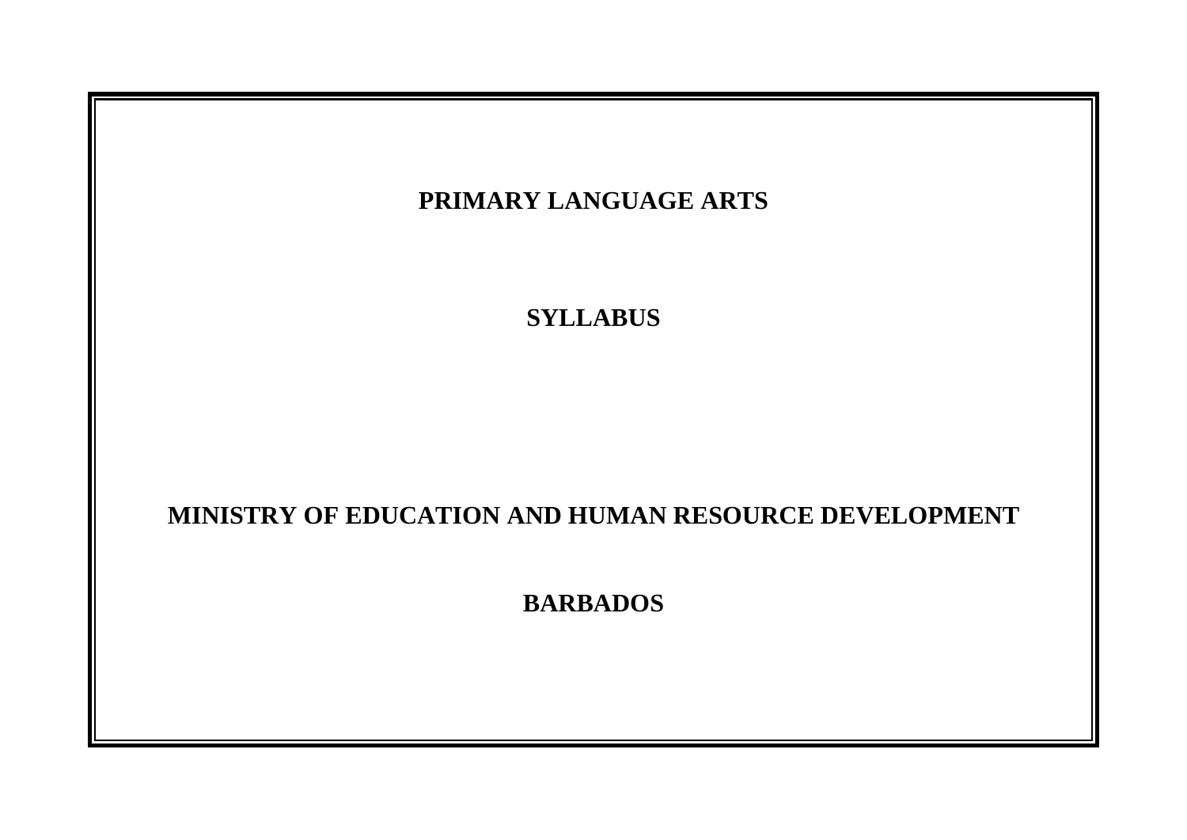# PRIMARY LANGUAGE ARTS

## SYLLABUS

## MINISTRY OF EDUCATION AND HUMAN RESOURCE DEVELOPMENT

## BARBADOS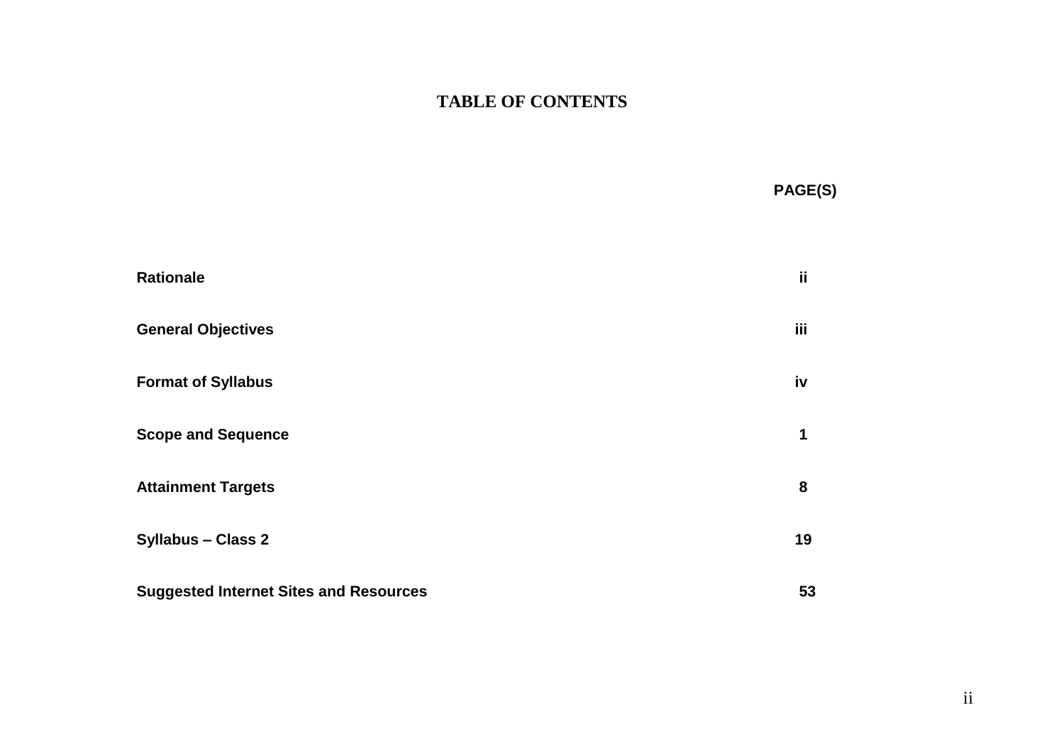# TABLE OF CONTENTS

| | PAGE(S) |
|---|---|
| **Rationale** | **ii** |
| **General Objectives** | **iii** |
| **Format of Syllabus** | **iv** |
| **Scope and Sequence** | **1** |
| **Attainment Targets** | **8** |
| **Syllabus – Class 2** | **19** |
| **Suggested Internet Sites and Resources** | **53** |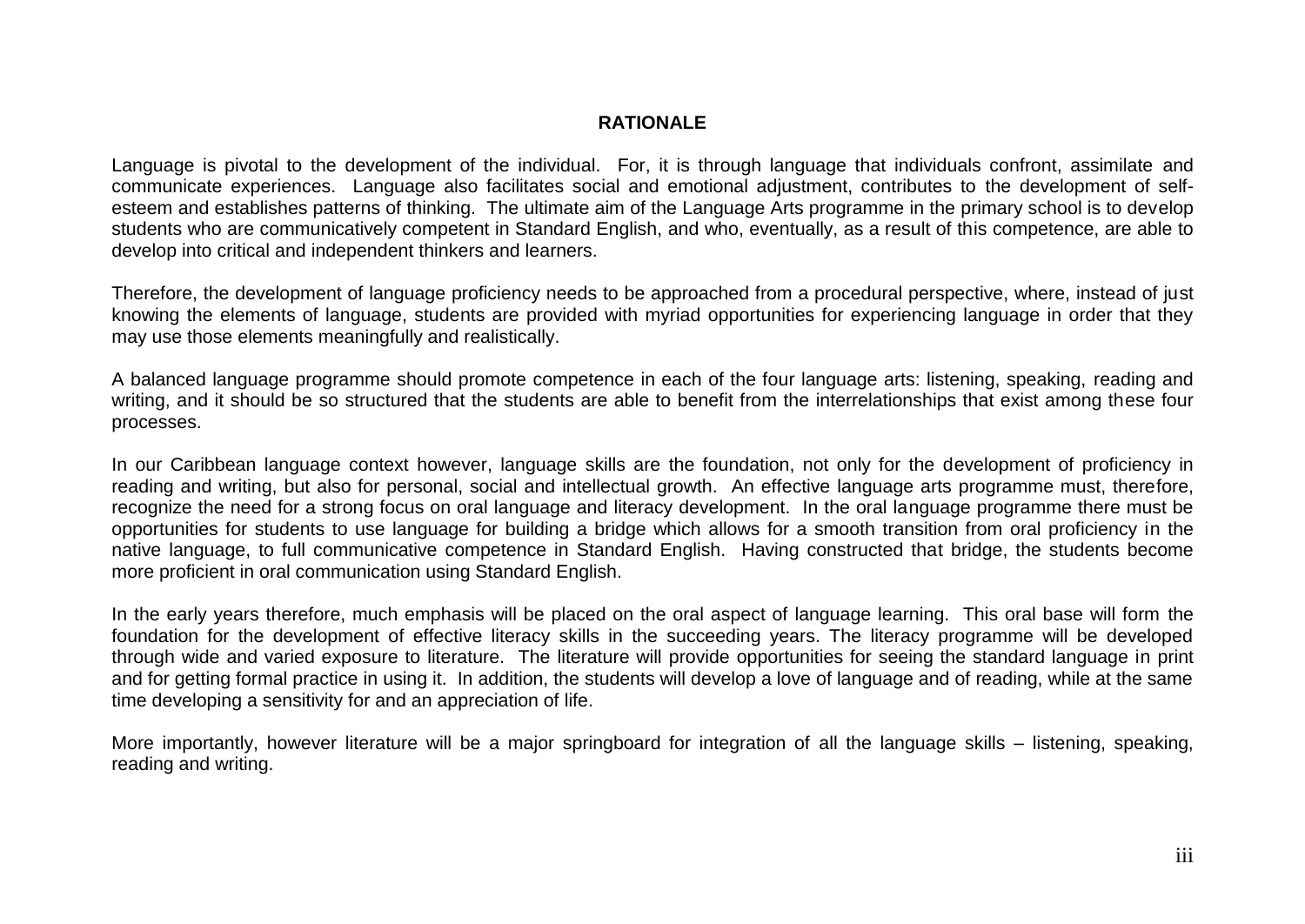## RATIONALE

Language is pivotal to the development of the individual. For, it is through language that individuals confront, assimilate and communicate experiences. Language also facilitates social and emotional adjustment, contributes to the development of self-esteem and establishes patterns of thinking. The ultimate aim of the Language Arts programme in the primary school is to develop students who are communicatively competent in Standard English, and who, eventually, as a result of this competence, are able to develop into critical and independent thinkers and learners.

Therefore, the development of language proficiency needs to be approached from a procedural perspective, where, instead of just knowing the elements of language, students are provided with myriad opportunities for experiencing language in order that they may use those elements meaningfully and realistically.

A balanced language programme should promote competence in each of the four language arts: listening, speaking, reading and writing, and it should be so structured that the students are able to benefit from the interrelationships that exist among these four processes.

In our Caribbean language context however, language skills are the foundation, not only for the development of proficiency in reading and writing, but also for personal, social and intellectual growth. An effective language arts programme must, therefore, recognize the need for a strong focus on oral language and literacy development. In the oral language programme there must be opportunities for students to use language for building a bridge which allows for a smooth transition from oral proficiency in the native language, to full communicative competence in Standard English. Having constructed that bridge, the students become more proficient in oral communication using Standard English.

In the early years therefore, much emphasis will be placed on the oral aspect of language learning. This oral base will form the foundation for the development of effective literacy skills in the succeeding years. The literacy programme will be developed through wide and varied exposure to literature. The literature will provide opportunities for seeing the standard language in print and for getting formal practice in using it. In addition, the students will develop a love of language and of reading, while at the same time developing a sensitivity for and an appreciation of life.

More importantly, however literature will be a major springboard for integration of all the language skills – listening, speaking, reading and writing.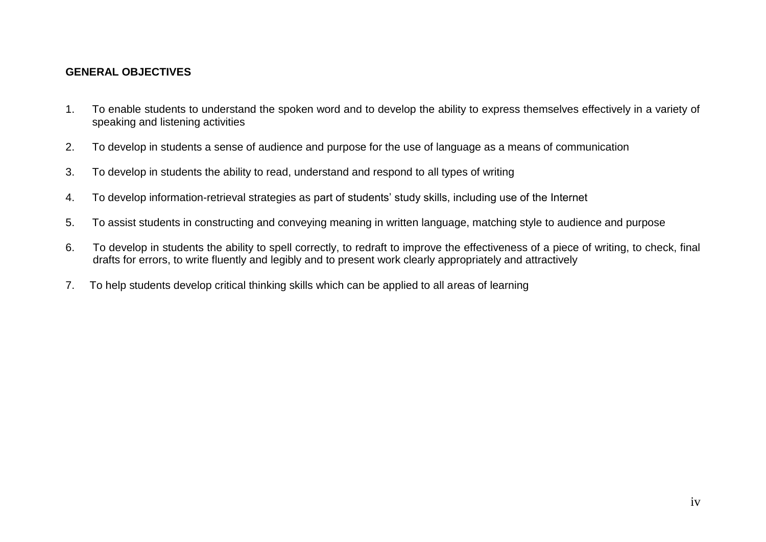**GENERAL OBJECTIVES**

1. To enable students to understand the spoken word and to develop the ability to express themselves effectively in a variety of speaking and listening activities
2. To develop in students a sense of audience and purpose for the use of language as a means of communication
3. To develop in students the ability to read, understand and respond to all types of writing
4. To develop information-retrieval strategies as part of students' study skills, including use of the Internet
5. To assist students in constructing and conveying meaning in written language, matching style to audience and purpose
6. To develop in students the ability to spell correctly, to redraft to improve the effectiveness of a piece of writing, to check, final drafts for errors, to write fluently and legibly and to present work clearly appropriately and attractively
7. To help students develop critical thinking skills which can be applied to all areas of learning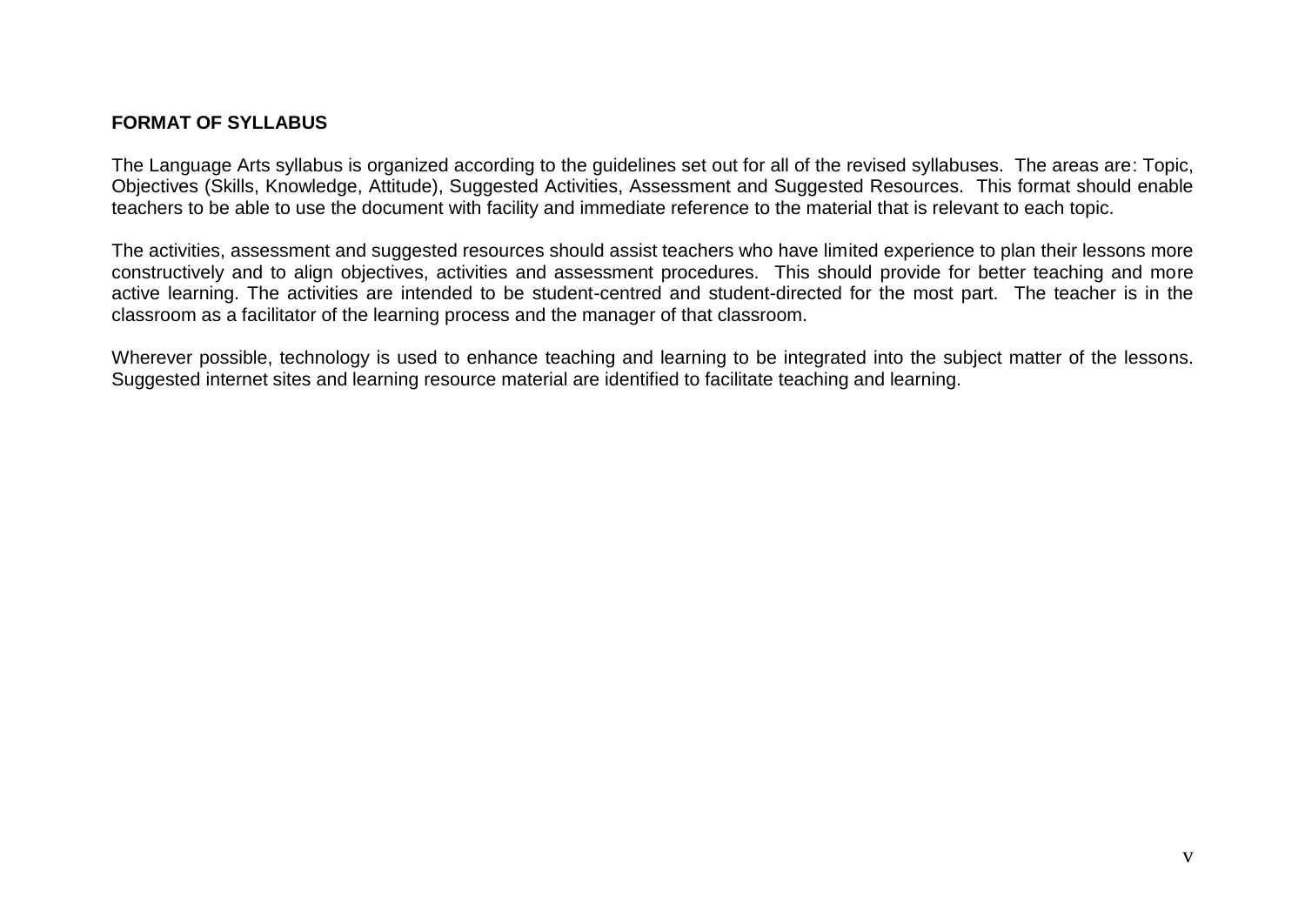## FORMAT OF SYLLABUS

The Language Arts syllabus is organized according to the guidelines set out for all of the revised syllabuses. The areas are: Topic, Objectives (Skills, Knowledge, Attitude), Suggested Activities, Assessment and Suggested Resources. This format should enable teachers to be able to use the document with facility and immediate reference to the material that is relevant to each topic.

The activities, assessment and suggested resources should assist teachers who have limited experience to plan their lessons more constructively and to align objectives, activities and assessment procedures. This should provide for better teaching and more active learning. The activities are intended to be student-centred and student-directed for the most part. The teacher is in the classroom as a facilitator of the learning process and the manager of that classroom.

Wherever possible, technology is used to enhance teaching and learning to be integrated into the subject matter of the lessons. Suggested internet sites and learning resource material are identified to facilitate teaching and learning.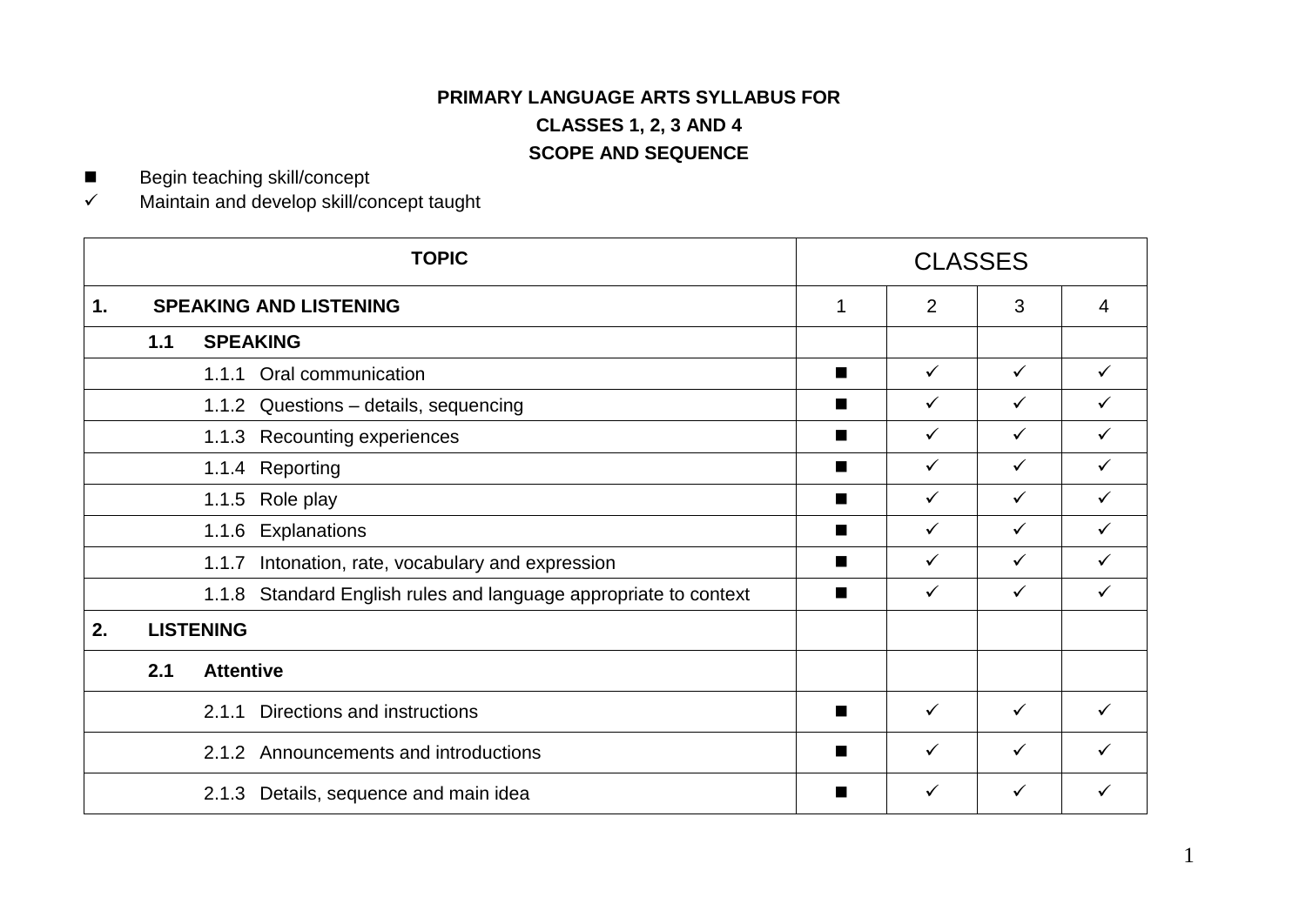**PRIMARY LANGUAGE ARTS SYLLABUS FOR**

**CLASSES 1, 2, 3 AND 4**

**SCOPE AND SEQUENCE**

- ■ Begin teaching skill/concept
- ✓ Maintain and develop skill/concept taught

| TOPIC | CLASSES | | | |
|---|---|---|---|---|
| **1. SPEAKING AND LISTENING** | 1 | 2 | 3 | 4 |
| **1.1 SPEAKING** | | | | |
| 1.1.1 Oral communication | ■ | ✓ | ✓ | ✓ |
| 1.1.2 Questions – details, sequencing | ■ | ✓ | ✓ | ✓ |
| 1.1.3 Recounting experiences | ■ | ✓ | ✓ | ✓ |
| 1.1.4 Reporting | ■ | ✓ | ✓ | ✓ |
| 1.1.5 Role play | ■ | ✓ | ✓ | ✓ |
| 1.1.6 Explanations | ■ | ✓ | ✓ | ✓ |
| 1.1.7 Intonation, rate, vocabulary and expression | ■ | ✓ | ✓ | ✓ |
| 1.1.8 Standard English rules and language appropriate to context | ■ | ✓ | ✓ | ✓ |
| **2. LISTENING** | | | | |
| **2.1 Attentive** | | | | |
| 2.1.1 Directions and instructions | ■ | ✓ | ✓ | ✓ |
| 2.1.2 Announcements and introductions | ■ | ✓ | ✓ | ✓ |
| 2.1.3 Details, sequence and main idea | ■ | ✓ | ✓ | ✓ |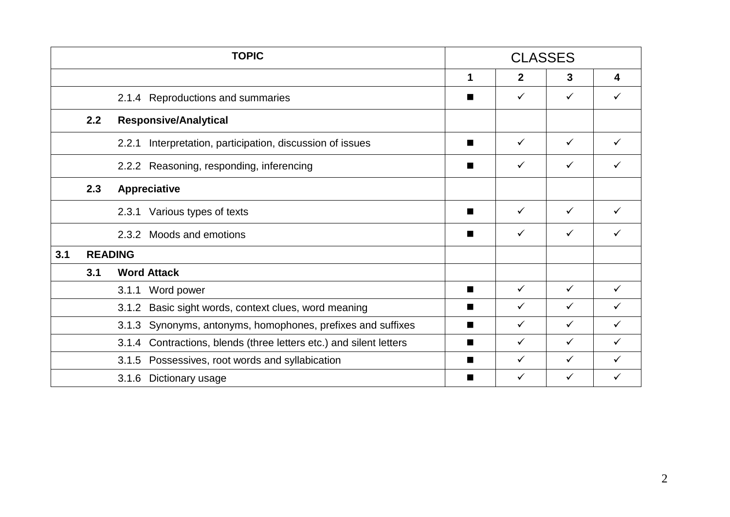| TOPIC | CLASSES | | | |
|---|---|---|---|---|
| | 1 | 2 | 3 | 4 |
| 2.1.4 Reproductions and summaries | ■ | ✓ | ✓ | ✓ |
| **2.2 Responsive/Analytical** | | | | |
| 2.2.1 Interpretation, participation, discussion of issues | ■ | ✓ | ✓ | ✓ |
| 2.2.2 Reasoning, responding, inferencing | ■ | ✓ | ✓ | ✓ |
| **2.3 Appreciative** | | | | |
| 2.3.1 Various types of texts | ■ | ✓ | ✓ | ✓ |
| 2.3.2 Moods and emotions | ■ | ✓ | ✓ | ✓ |
| **3.1 READING** | | | | |
| **3.1 Word Attack** | | | | |
| 3.1.1 Word power | ■ | ✓ | ✓ | ✓ |
| 3.1.2 Basic sight words, context clues, word meaning | ■ | ✓ | ✓ | ✓ |
| 3.1.3 Synonyms, antonyms, homophones, prefixes and suffixes | ■ | ✓ | ✓ | ✓ |
| 3.1.4 Contractions, blends (three letters etc.) and silent letters | ■ | ✓ | ✓ | ✓ |
| 3.1.5 Possessives, root words and syllabication | ■ | ✓ | ✓ | ✓ |
| 3.1.6 Dictionary usage | ■ | ✓ | ✓ | ✓ |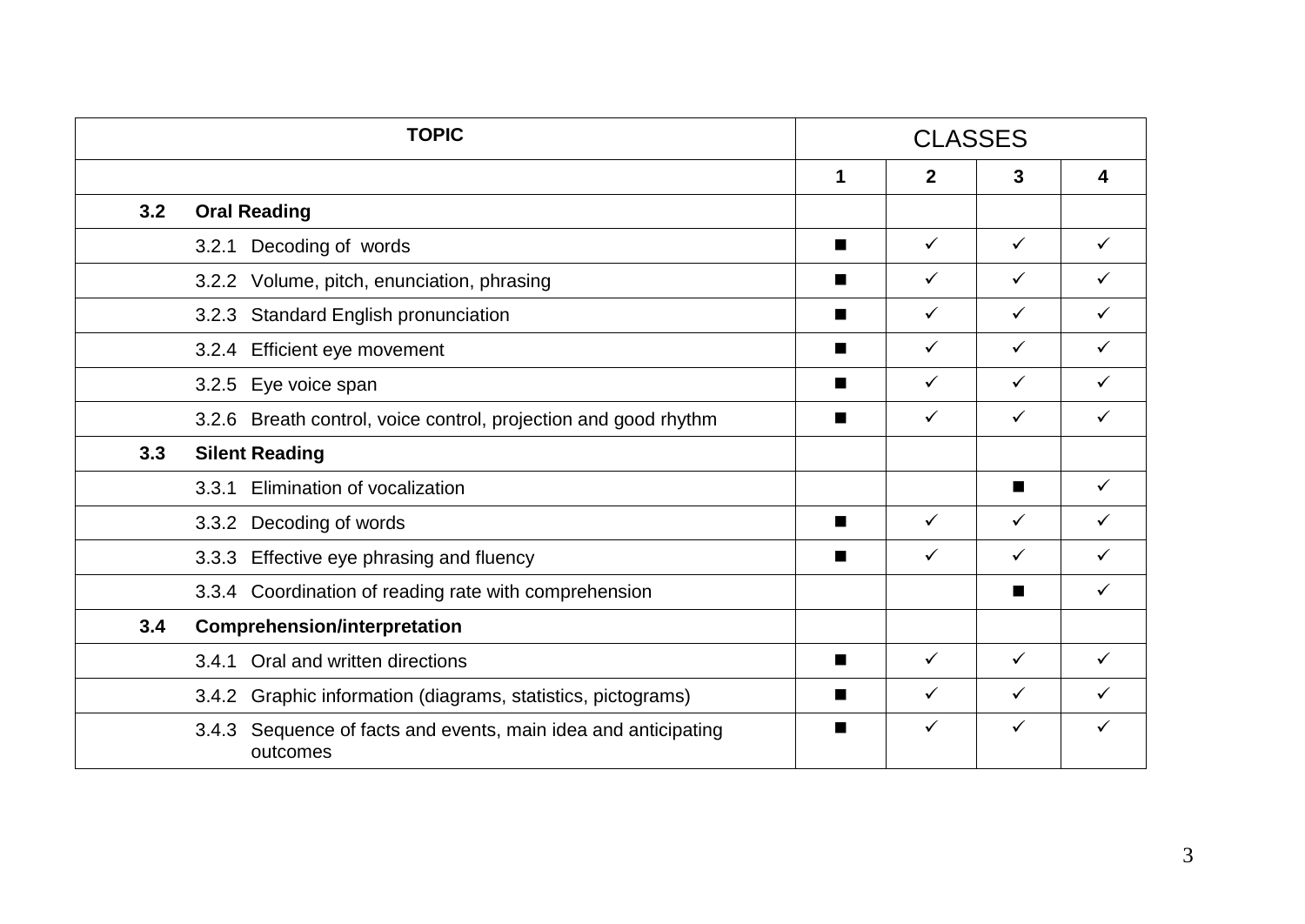| TOPIC | | CLASSES | | | |
|---|---|---|---|---|---|
| | | 1 | 2 | 3 | 4 |
| **3.2** | **Oral Reading** | | | | |
| | 3.2.1 Decoding of words | ■ | ✓ | ✓ | ✓ |
| | 3.2.2 Volume, pitch, enunciation, phrasing | ■ | ✓ | ✓ | ✓ |
| | 3.2.3 Standard English pronunciation | ■ | ✓ | ✓ | ✓ |
| | 3.2.4 Efficient eye movement | ■ | ✓ | ✓ | ✓ |
| | 3.2.5 Eye voice span | ■ | ✓ | ✓ | ✓ |
| | 3.2.6 Breath control, voice control, projection and good rhythm | ■ | ✓ | ✓ | ✓ |
| **3.3** | **Silent Reading** | | | | |
| | 3.3.1 Elimination of vocalization | | | ■ | ✓ |
| | 3.3.2 Decoding of words | ■ | ✓ | ✓ | ✓ |
| | 3.3.3 Effective eye phrasing and fluency | ■ | ✓ | ✓ | ✓ |
| | 3.3.4 Coordination of reading rate with comprehension | | | ■ | ✓ |
| **3.4** | **Comprehension/interpretation** | | | | |
| | 3.4.1 Oral and written directions | ■ | ✓ | ✓ | ✓ |
| | 3.4.2 Graphic information (diagrams, statistics, pictograms) | ■ | ✓ | ✓ | ✓ |
| | 3.4.3 Sequence of facts and events, main idea and anticipating outcomes | ■ | ✓ | ✓ | ✓ |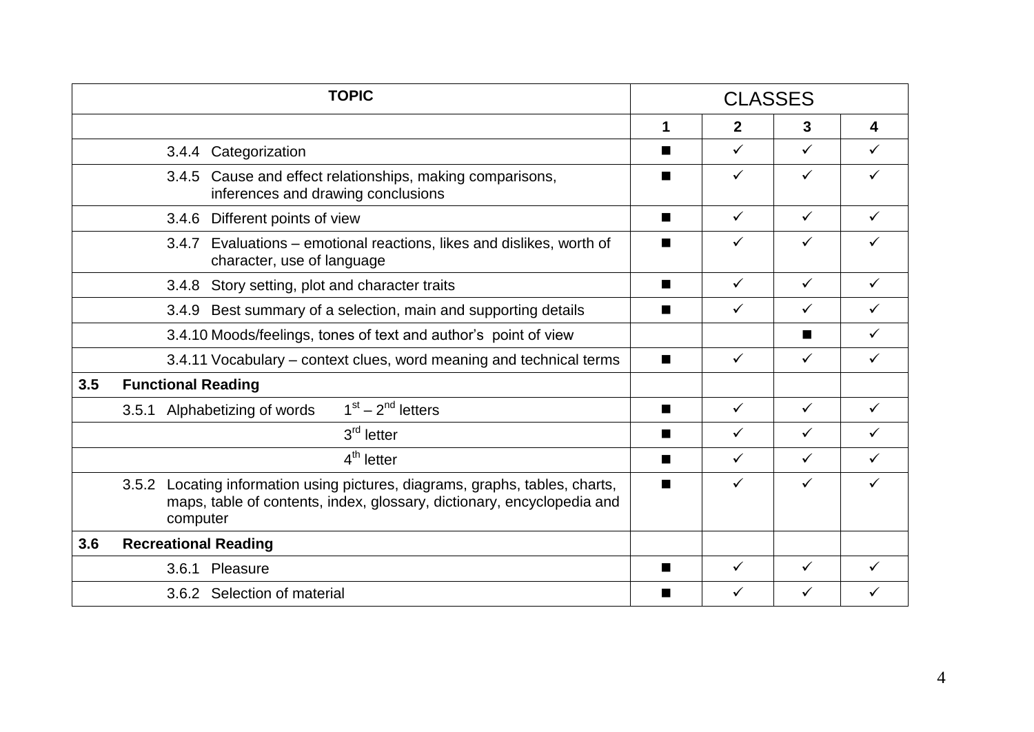| TOPIC | | CLASSES | | | |
|---|---|---|---|---|---|
| | | 1 | 2 | 3 | 4 |
| | 3.4.4 Categorization | ■ | ✓ | ✓ | ✓ |
| | 3.4.5 Cause and effect relationships, making comparisons, inferences and drawing conclusions | ■ | ✓ | ✓ | ✓ |
| | 3.4.6 Different points of view | ■ | ✓ | ✓ | ✓ |
| | 3.4.7 Evaluations – emotional reactions, likes and dislikes, worth of character, use of language | ■ | ✓ | ✓ | ✓ |
| | 3.4.8 Story setting, plot and character traits | ■ | ✓ | ✓ | ✓ |
| | 3.4.9 Best summary of a selection, main and supporting details | ■ | ✓ | ✓ | ✓ |
| | 3.4.10 Moods/feelings, tones of text and author's point of view | | | ■ | ✓ |
| | 3.4.11 Vocabulary – context clues, word meaning and technical terms | ■ | ✓ | ✓ | ✓ |
| **3.5** | **Functional Reading** | | | | |
| | 3.5.1 Alphabetizing of words 1st – 2nd letters | ■ | ✓ | ✓ | ✓ |
| | 3rd letter | ■ | ✓ | ✓ | ✓ |
| | 4th letter | ■ | ✓ | ✓ | ✓ |
| | 3.5.2 Locating information using pictures, diagrams, graphs, tables, charts, maps, table of contents, index, glossary, dictionary, encyclopedia and computer | ■ | ✓ | ✓ | ✓ |
| **3.6** | **Recreational Reading** | | | | |
| | 3.6.1 Pleasure | ■ | ✓ | ✓ | ✓ |
| | 3.6.2 Selection of material | ■ | ✓ | ✓ | ✓ |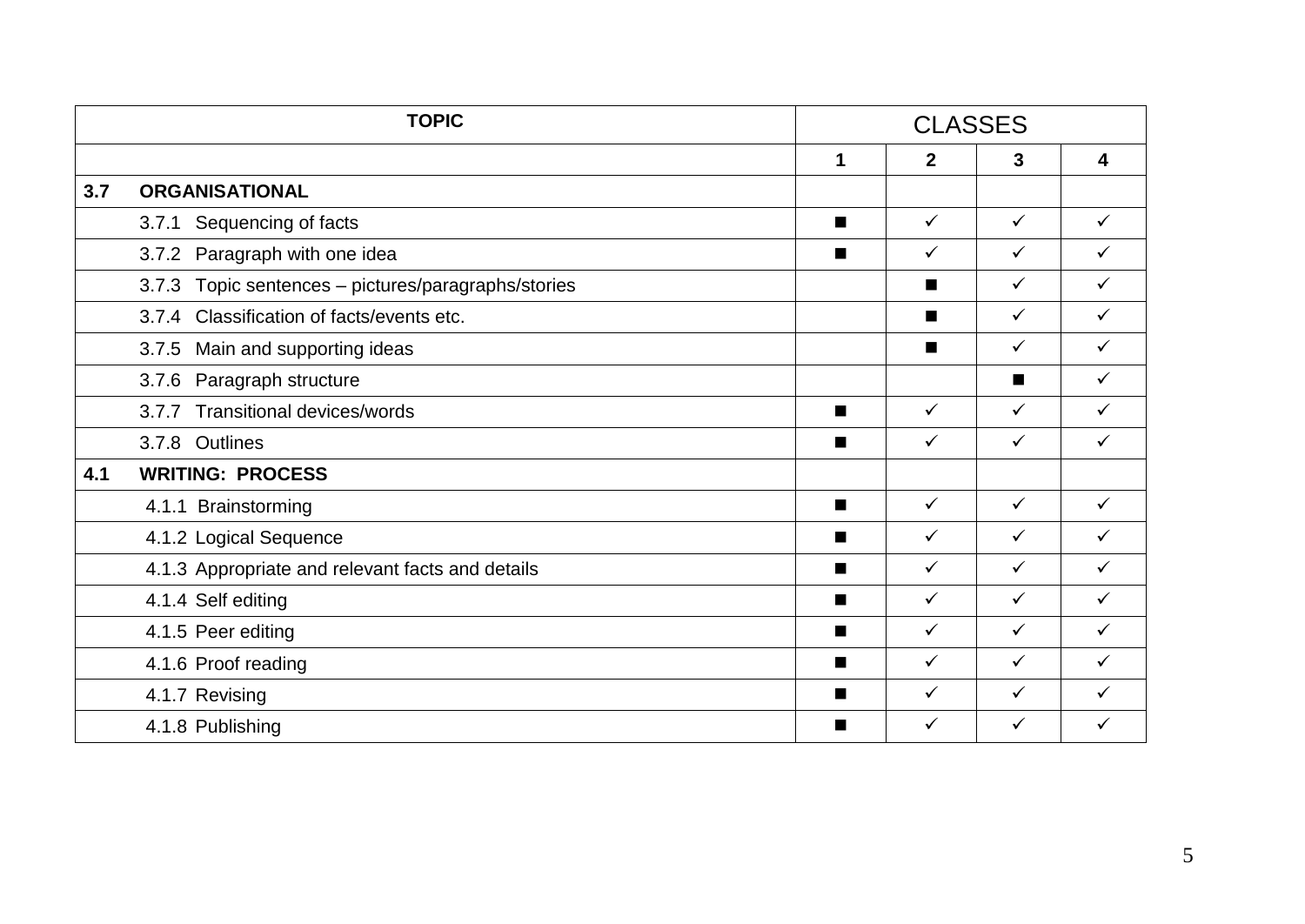| TOPIC | | CLASSES | | | |
|---|---|---|---|---|---|
| | | 1 | 2 | 3 | 4 |
| **3.7** | **ORGANISATIONAL** | | | | |
| | 3.7.1 Sequencing of facts | ■ | ✓ | ✓ | ✓ |
| | 3.7.2 Paragraph with one idea | ■ | ✓ | ✓ | ✓ |
| | 3.7.3 Topic sentences – pictures/paragraphs/stories | | ■ | ✓ | ✓ |
| | 3.7.4 Classification of facts/events etc. | | ■ | ✓ | ✓ |
| | 3.7.5 Main and supporting ideas | | ■ | ✓ | ✓ |
| | 3.7.6 Paragraph structure | | | ■ | ✓ |
| | 3.7.7 Transitional devices/words | ■ | ✓ | ✓ | ✓ |
| | 3.7.8 Outlines | ■ | ✓ | ✓ | ✓ |
| **4.1** | **WRITING: PROCESS** | | | | |
| | 4.1.1 Brainstorming | ■ | ✓ | ✓ | ✓ |
| | 4.1.2 Logical Sequence | ■ | ✓ | ✓ | ✓ |
| | 4.1.3 Appropriate and relevant facts and details | ■ | ✓ | ✓ | ✓ |
| | 4.1.4 Self editing | ■ | ✓ | ✓ | ✓ |
| | 4.1.5 Peer editing | ■ | ✓ | ✓ | ✓ |
| | 4.1.6 Proof reading | ■ | ✓ | ✓ | ✓ |
| | 4.1.7 Revising | ■ | ✓ | ✓ | ✓ |
| | 4.1.8 Publishing | ■ | ✓ | ✓ | ✓ |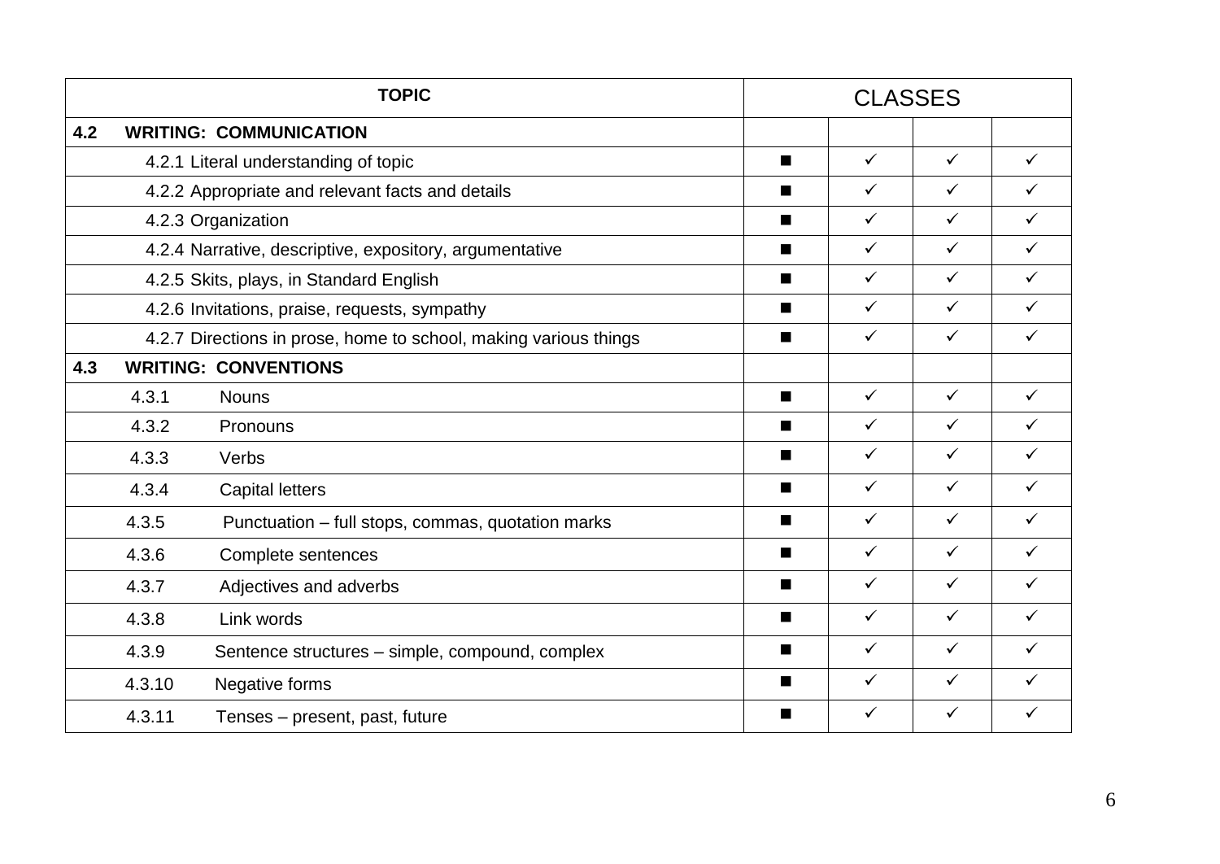| TOPIC | CLASSES | | | |
|---|---|---|---|---|
| **4.2 WRITING: COMMUNICATION** | | | | |
| 4.2.1 Literal understanding of topic | ■ | ✓ | ✓ | ✓ |
| 4.2.2 Appropriate and relevant facts and details | ■ | ✓ | ✓ | ✓ |
| 4.2.3 Organization | ■ | ✓ | ✓ | ✓ |
| 4.2.4 Narrative, descriptive, expository, argumentative | ■ | ✓ | ✓ | ✓ |
| 4.2.5 Skits, plays, in Standard English | ■ | ✓ | ✓ | ✓ |
| 4.2.6 Invitations, praise, requests, sympathy | ■ | ✓ | ✓ | ✓ |
| 4.2.7 Directions in prose, home to school, making various things | ■ | ✓ | ✓ | ✓ |
| **4.3 WRITING: CONVENTIONS** | | | | |
| 4.3.1 Nouns | ■ | ✓ | ✓ | ✓ |
| 4.3.2 Pronouns | ■ | ✓ | ✓ | ✓ |
| 4.3.3 Verbs | ■ | ✓ | ✓ | ✓ |
| 4.3.4 Capital letters | ■ | ✓ | ✓ | ✓ |
| 4.3.5 Punctuation – full stops, commas, quotation marks | ■ | ✓ | ✓ | ✓ |
| 4.3.6 Complete sentences | ■ | ✓ | ✓ | ✓ |
| 4.3.7 Adjectives and adverbs | ■ | ✓ | ✓ | ✓ |
| 4.3.8 Link words | ■ | ✓ | ✓ | ✓ |
| 4.3.9 Sentence structures – simple, compound, complex | ■ | ✓ | ✓ | ✓ |
| 4.3.10 Negative forms | ■ | ✓ | ✓ | ✓ |
| 4.3.11 Tenses – present, past, future | ■ | ✓ | ✓ | ✓ |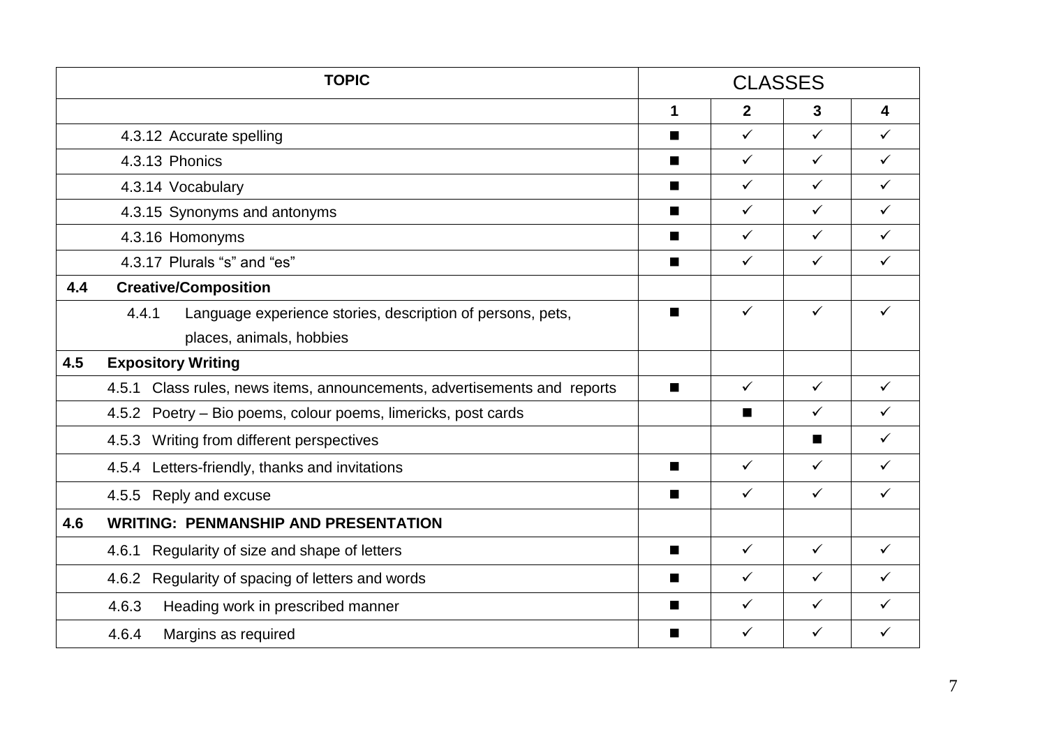| TOPIC | CLASSES | | | |
|---|---|---|---|---|
| | 1 | 2 | 3 | 4 |
| 4.3.12 Accurate spelling | ■ | ✓ | ✓ | ✓ |
| 4.3.13 Phonics | ■ | ✓ | ✓ | ✓ |
| 4.3.14 Vocabulary | ■ | ✓ | ✓ | ✓ |
| 4.3.15 Synonyms and antonyms | ■ | ✓ | ✓ | ✓ |
| 4.3.16 Homonyms | ■ | ✓ | ✓ | ✓ |
| 4.3.17 Plurals “s” and “es” | ■ | ✓ | ✓ | ✓ |
| **4.4 Creative/Composition** | | | | |
| 4.4.1 Language experience stories, description of persons, pets, places, animals, hobbies | ■ | ✓ | ✓ | ✓ |
| **4.5 Expository Writing** | | | | |
| 4.5.1 Class rules, news items, announcements, advertisements and reports | ■ | ✓ | ✓ | ✓ |
| 4.5.2 Poetry – Bio poems, colour poems, limericks, post cards | | ■ | ✓ | ✓ |
| 4.5.3 Writing from different perspectives | | | ■ | ✓ |
| 4.5.4 Letters-friendly, thanks and invitations | ■ | ✓ | ✓ | ✓ |
| 4.5.5 Reply and excuse | ■ | ✓ | ✓ | ✓ |
| **4.6 WRITING: PENMANSHIP AND PRESENTATION** | | | | |
| 4.6.1 Regularity of size and shape of letters | ■ | ✓ | ✓ | ✓ |
| 4.6.2 Regularity of spacing of letters and words | ■ | ✓ | ✓ | ✓ |
| 4.6.3 Heading work in prescribed manner | ■ | ✓ | ✓ | ✓ |
| 4.6.4 Margins as required | ■ | ✓ | ✓ | ✓ |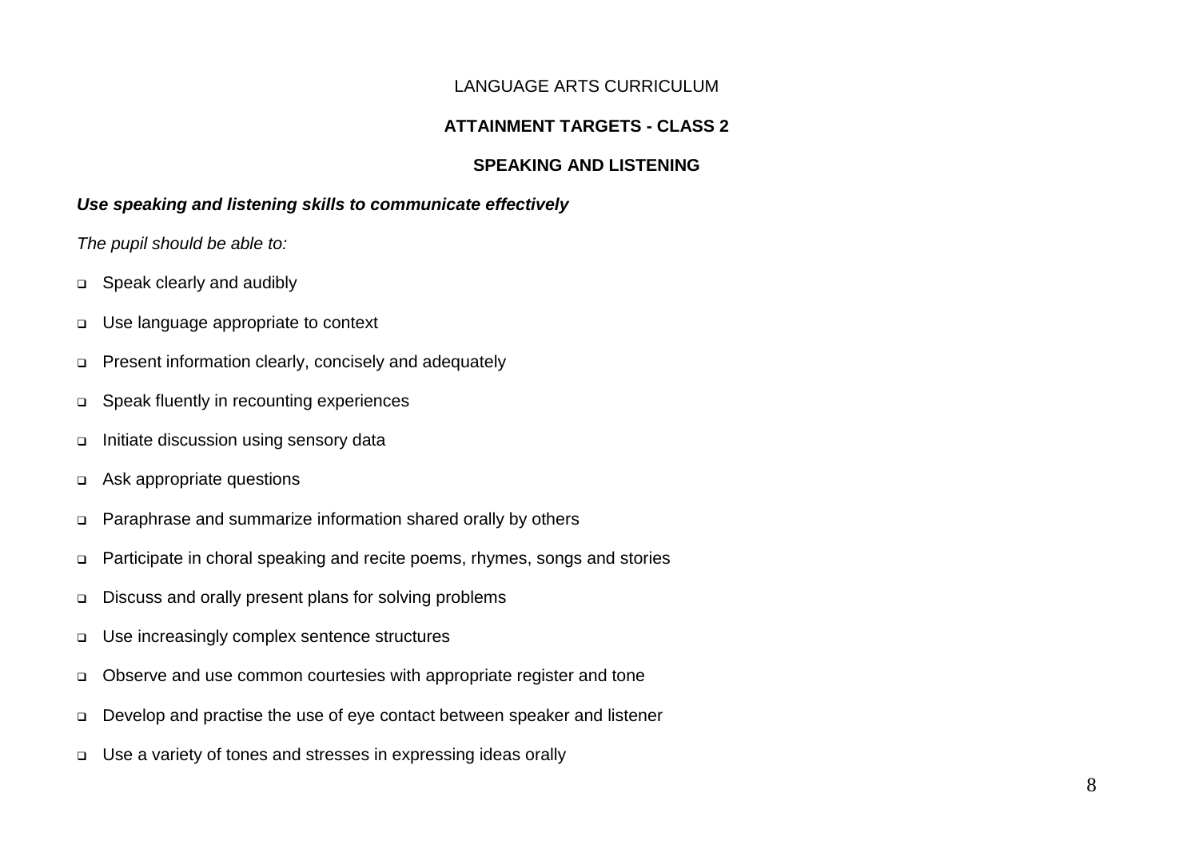# LANGUAGE ARTS CURRICULUM

## ATTAINMENT TARGETS - CLASS 2

### SPEAKING AND LISTENING

***Use speaking and listening skills to communicate effectively***

*The pupil should be able to:*

- Speak clearly and audibly
- Use language appropriate to context
- Present information clearly, concisely and adequately
- Speak fluently in recounting experiences
- Initiate discussion using sensory data
- Ask appropriate questions
- Paraphrase and summarize information shared orally by others
- Participate in choral speaking and recite poems, rhymes, songs and stories
- Discuss and orally present plans for solving problems
- Use increasingly complex sentence structures
- Observe and use common courtesies with appropriate register and tone
- Develop and practise the use of eye contact between speaker and listener
- Use a variety of tones and stresses in expressing ideas orally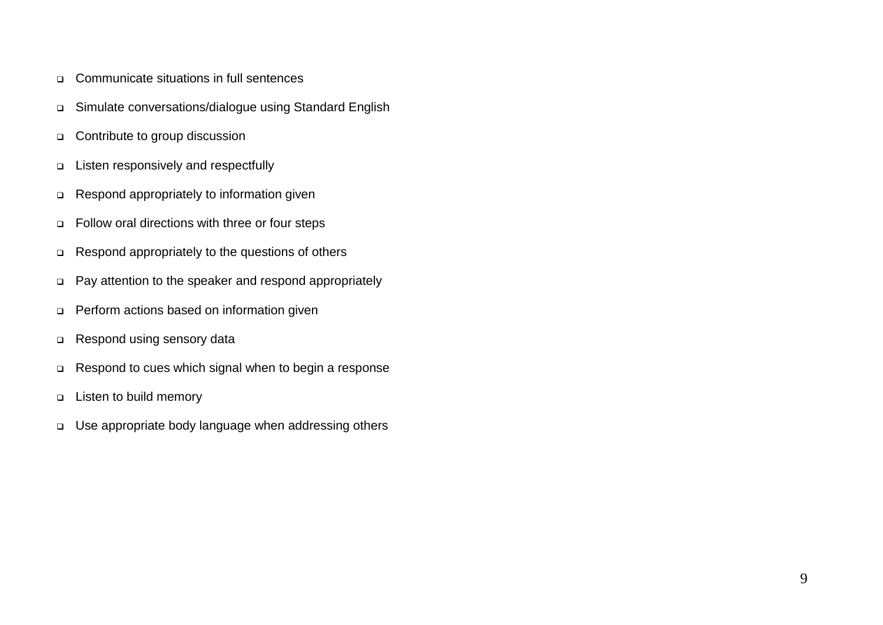- Communicate situations in full sentences
- Simulate conversations/dialogue using Standard English
- Contribute to group discussion
- Listen responsively and respectfully
- Respond appropriately to information given
- Follow oral directions with three or four steps
- Respond appropriately to the questions of others
- Pay attention to the speaker and respond appropriately
- Perform actions based on information given
- Respond using sensory data
- Respond to cues which signal when to begin a response
- Listen to build memory
- Use appropriate body language when addressing others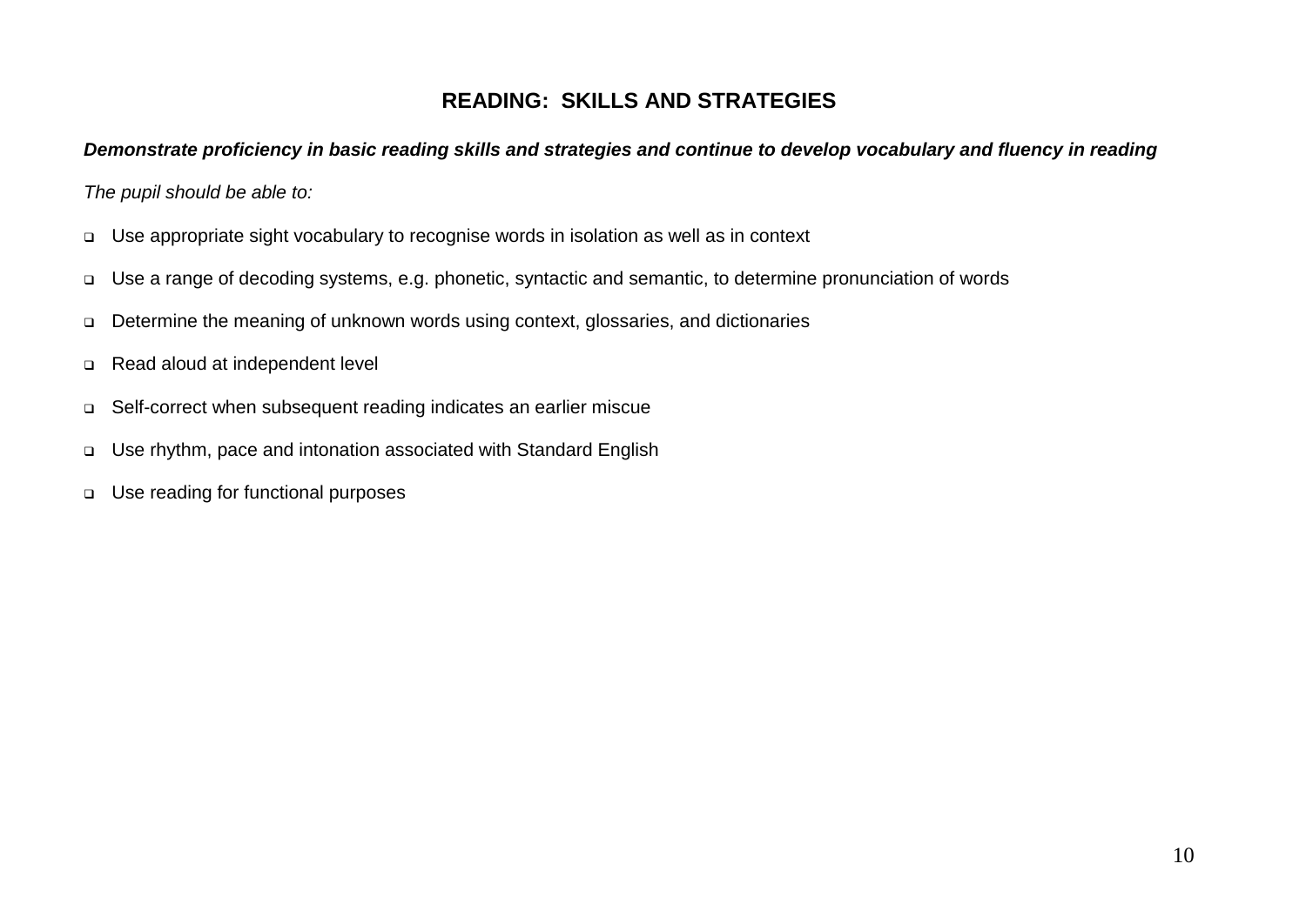## READING: SKILLS AND STRATEGIES

***Demonstrate proficiency in basic reading skills and strategies and continue to develop vocabulary and fluency in reading***

*The pupil should be able to:*

- Use appropriate sight vocabulary to recognise words in isolation as well as in context
- Use a range of decoding systems, e.g. phonetic, syntactic and semantic, to determine pronunciation of words
- Determine the meaning of unknown words using context, glossaries, and dictionaries
- Read aloud at independent level
- Self-correct when subsequent reading indicates an earlier miscue
- Use rhythm, pace and intonation associated with Standard English
- Use reading for functional purposes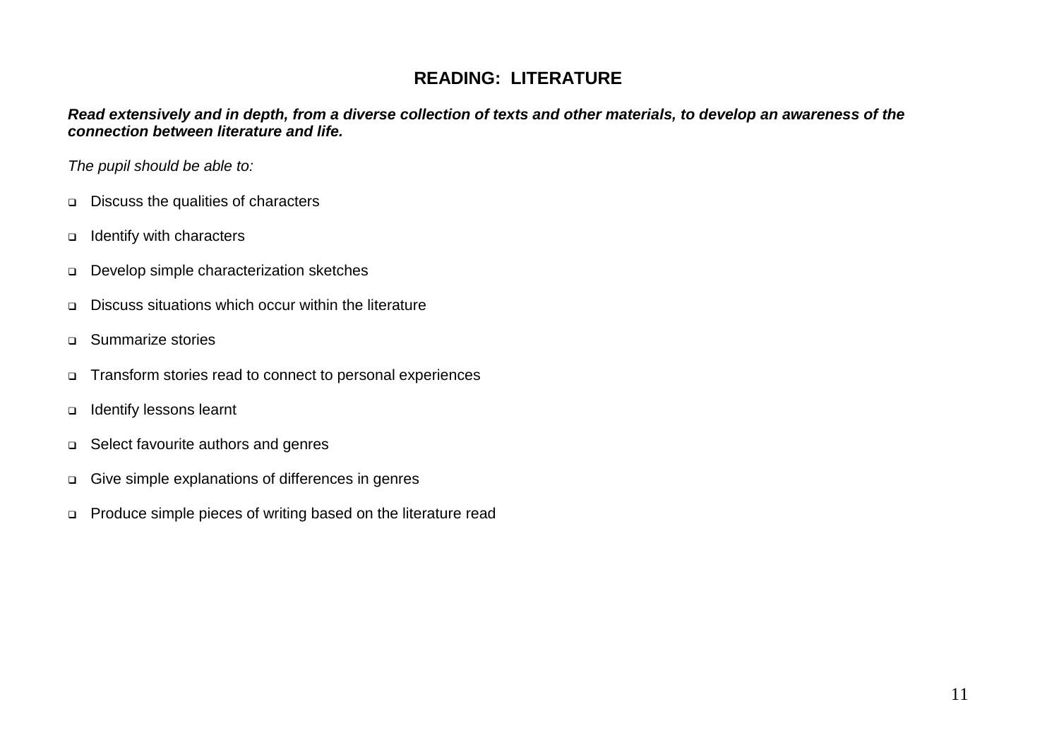## READING: LITERATURE

***Read extensively and in depth, from a diverse collection of texts and other materials, to develop an awareness of the connection between literature and life.***

*The pupil should be able to:*

- Discuss the qualities of characters
- Identify with characters
- Develop simple characterization sketches
- Discuss situations which occur within the literature
- Summarize stories
- Transform stories read to connect to personal experiences
- Identify lessons learnt
- Select favourite authors and genres
- Give simple explanations of differences in genres
- Produce simple pieces of writing based on the literature read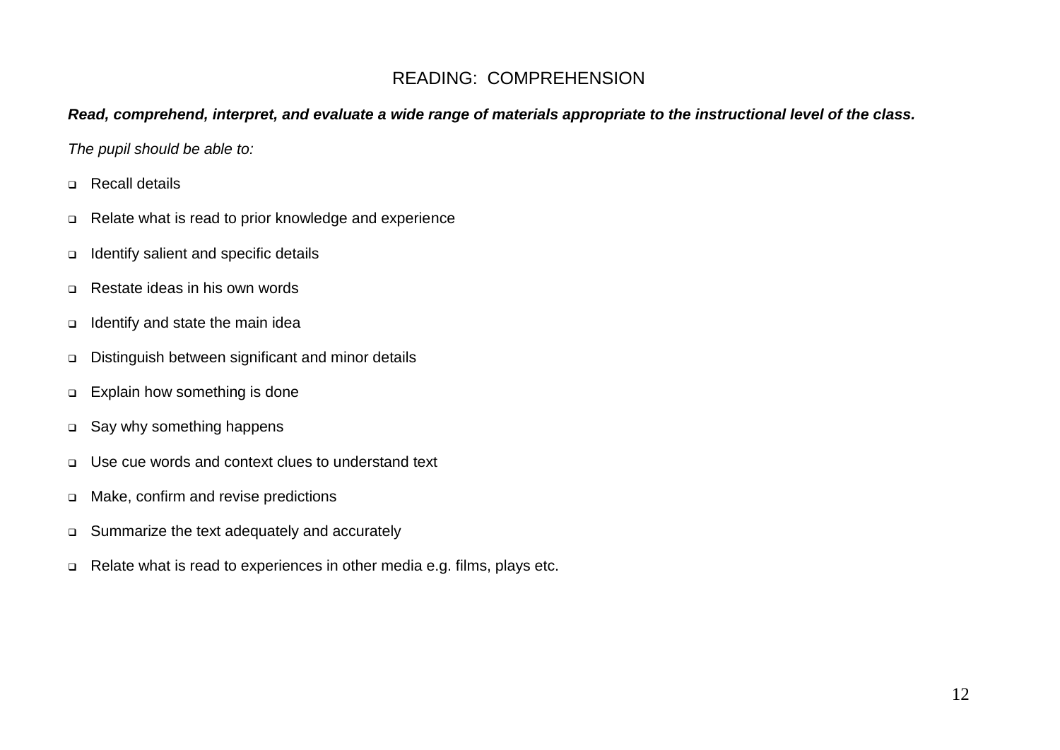## READING: COMPREHENSION

***Read, comprehend, interpret, and evaluate a wide range of materials appropriate to the instructional level of the class.***

*The pupil should be able to:*

- Recall details
- Relate what is read to prior knowledge and experience
- Identify salient and specific details
- Restate ideas in his own words
- Identify and state the main idea
- Distinguish between significant and minor details
- Explain how something is done
- Say why something happens
- Use cue words and context clues to understand text
- Make, confirm and revise predictions
- Summarize the text adequately and accurately
- Relate what is read to experiences in other media e.g. films, plays etc.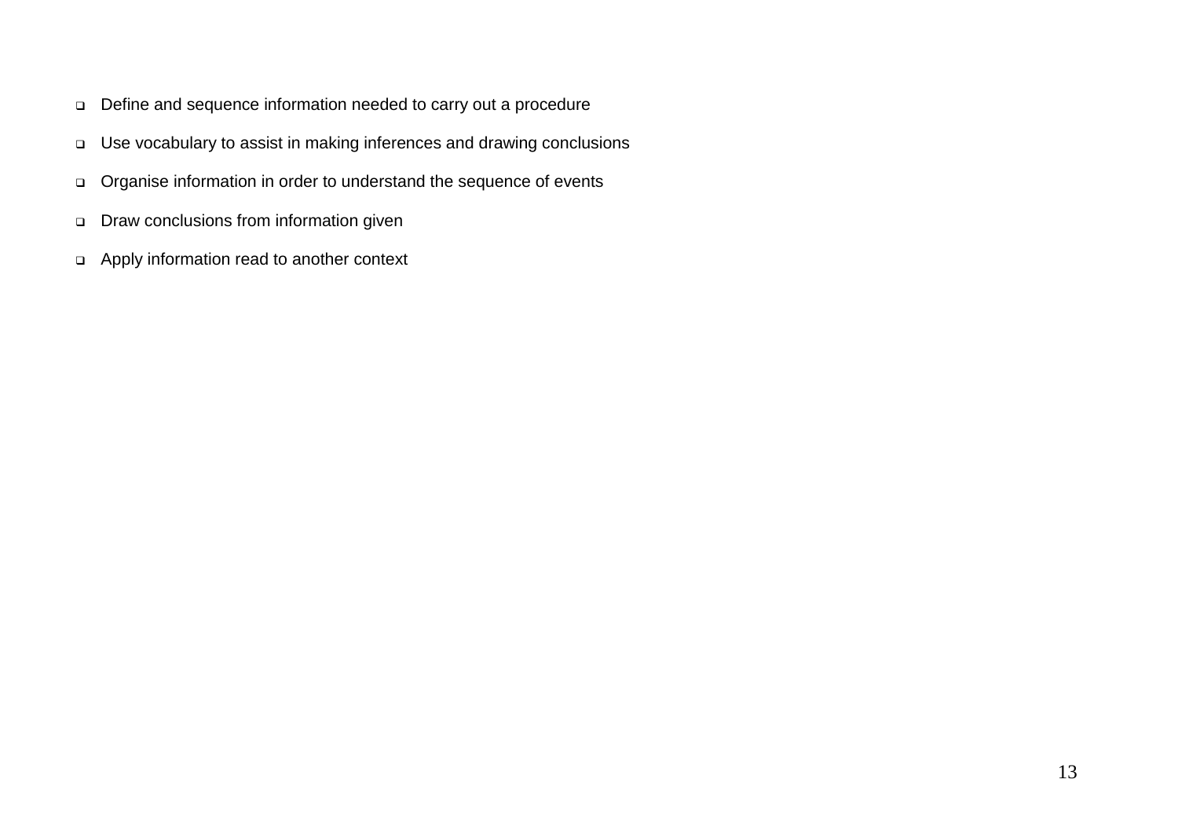- Define and sequence information needed to carry out a procedure
- Use vocabulary to assist in making inferences and drawing conclusions
- Organise information in order to understand the sequence of events
- Draw conclusions from information given
- Apply information read to another context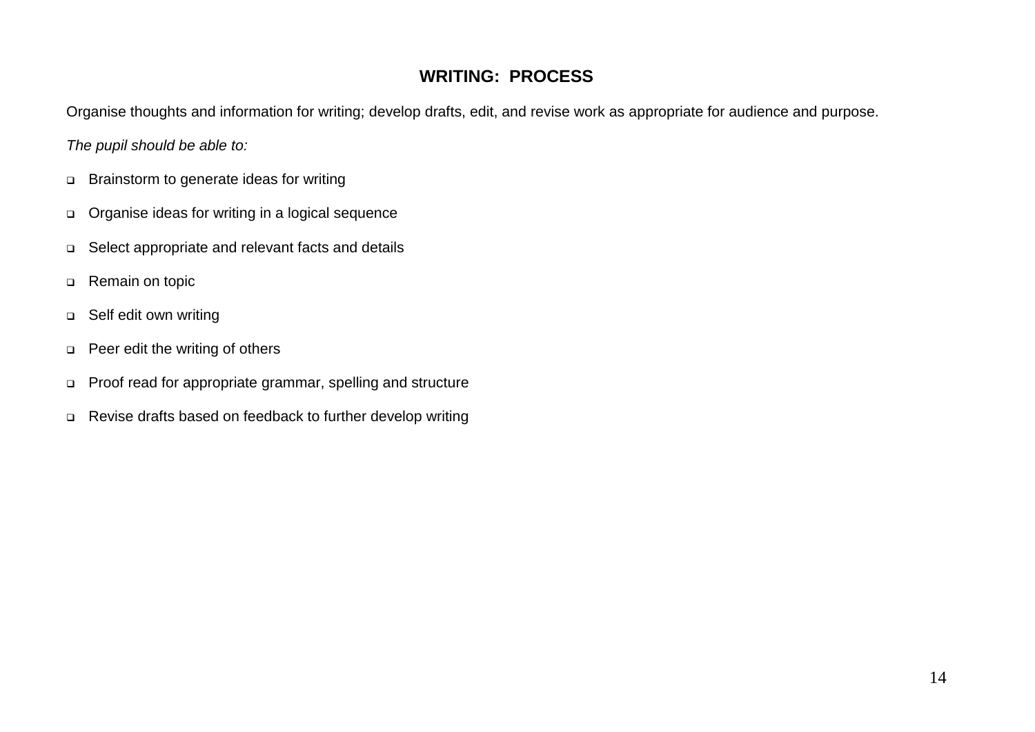## WRITING: PROCESS

Organise thoughts and information for writing; develop drafts, edit, and revise work as appropriate for audience and purpose.

*The pupil should be able to:*

- Brainstorm to generate ideas for writing
- Organise ideas for writing in a logical sequence
- Select appropriate and relevant facts and details
- Remain on topic
- Self edit own writing
- Peer edit the writing of others
- Proof read for appropriate grammar, spelling and structure
- Revise drafts based on feedback to further develop writing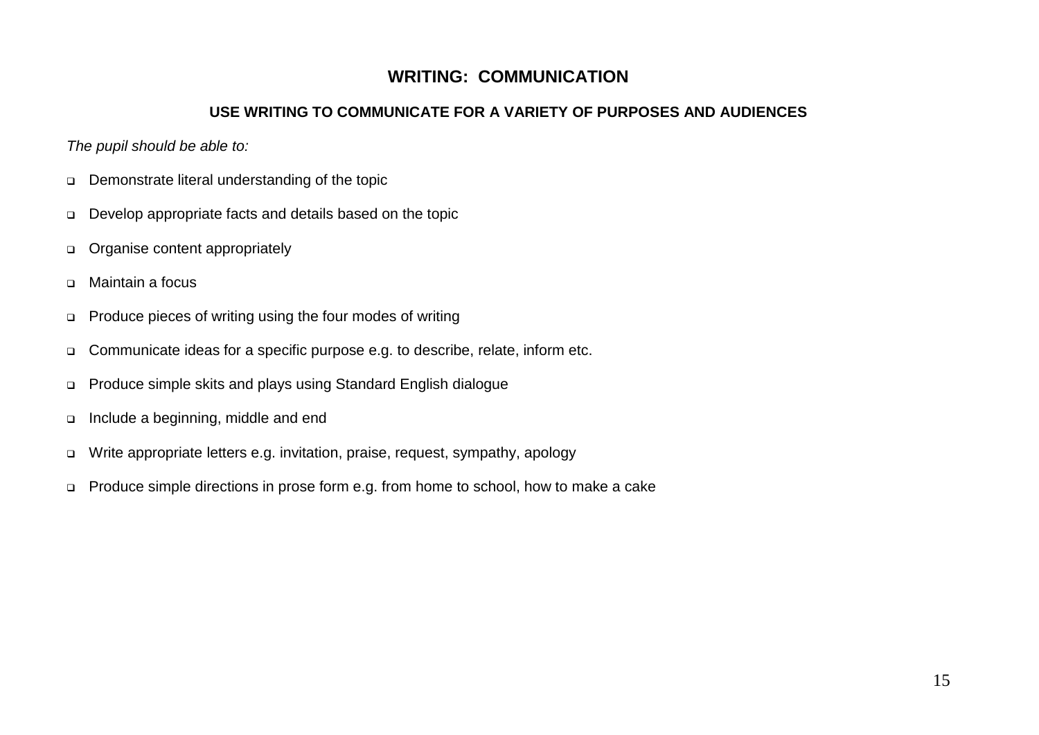## WRITING: COMMUNICATION

### USE WRITING TO COMMUNICATE FOR A VARIETY OF PURPOSES AND AUDIENCES

*The pupil should be able to:*

- Demonstrate literal understanding of the topic
- Develop appropriate facts and details based on the topic
- Organise content appropriately
- Maintain a focus
- Produce pieces of writing using the four modes of writing
- Communicate ideas for a specific purpose e.g. to describe, relate, inform etc.
- Produce simple skits and plays using Standard English dialogue
- Include a beginning, middle and end
- Write appropriate letters e.g. invitation, praise, request, sympathy, apology
- Produce simple directions in prose form e.g. from home to school, how to make a cake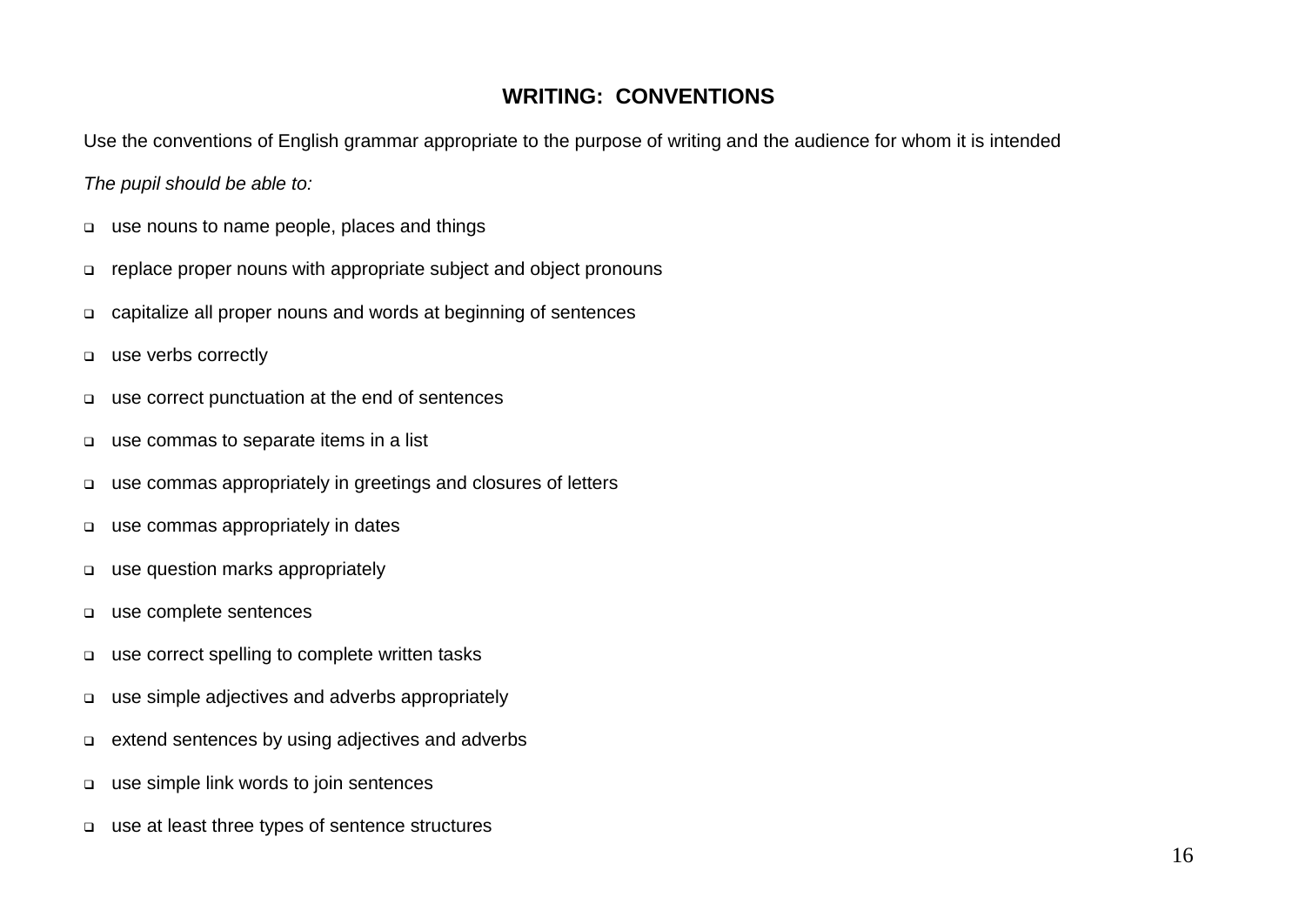## WRITING: CONVENTIONS

Use the conventions of English grammar appropriate to the purpose of writing and the audience for whom it is intended

*The pupil should be able to:*

- use nouns to name people, places and things
- replace proper nouns with appropriate subject and object pronouns
- capitalize all proper nouns and words at beginning of sentences
- use verbs correctly
- use correct punctuation at the end of sentences
- use commas to separate items in a list
- use commas appropriately in greetings and closures of letters
- use commas appropriately in dates
- use question marks appropriately
- use complete sentences
- use correct spelling to complete written tasks
- use simple adjectives and adverbs appropriately
- extend sentences by using adjectives and adverbs
- use simple link words to join sentences
- use at least three types of sentence structures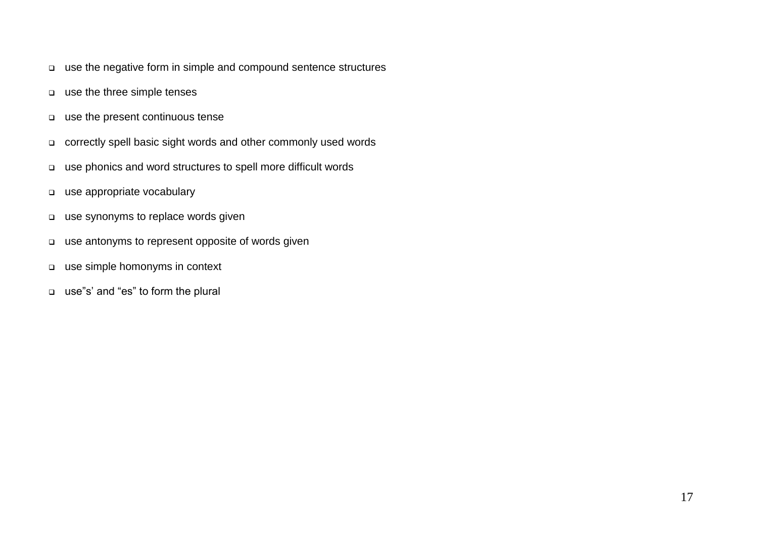- use the negative form in simple and compound sentence structures
- use the three simple tenses
- use the present continuous tense
- correctly spell basic sight words and other commonly used words
- use phonics and word structures to spell more difficult words
- use appropriate vocabulary
- use synonyms to replace words given
- use antonyms to represent opposite of words given
- use simple homonyms in context
- use"s' and "es" to form the plural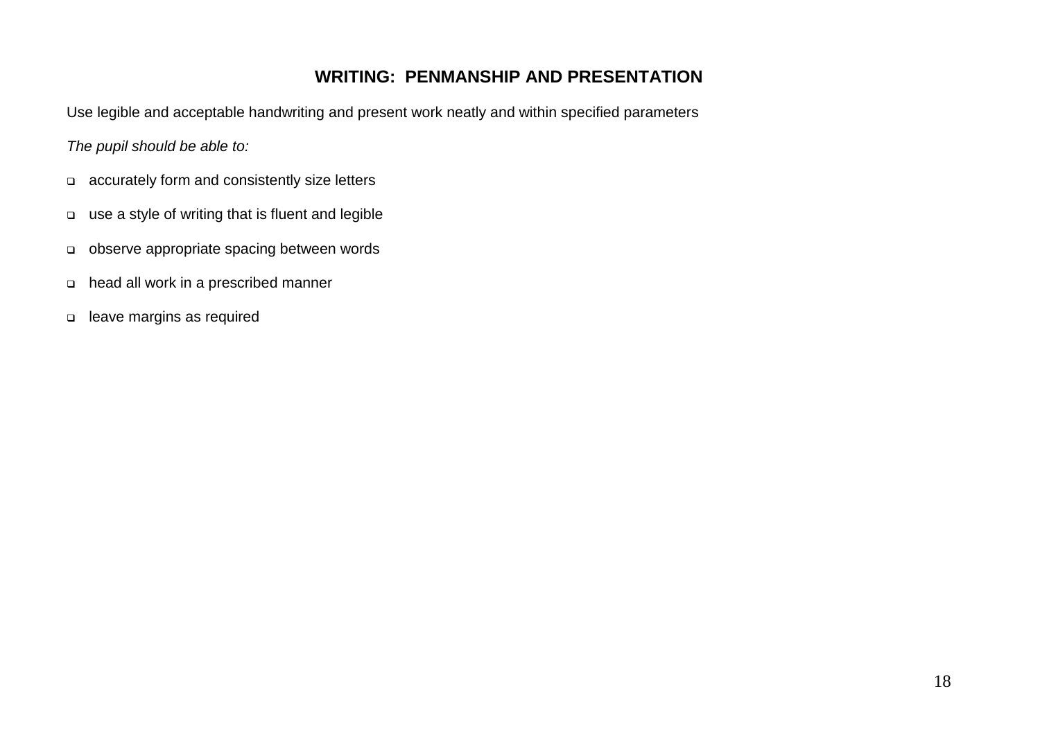## WRITING: PENMANSHIP AND PRESENTATION

Use legible and acceptable handwriting and present work neatly and within specified parameters

*The pupil should be able to:*

- accurately form and consistently size letters
- use a style of writing that is fluent and legible
- observe appropriate spacing between words
- head all work in a prescribed manner
- leave margins as required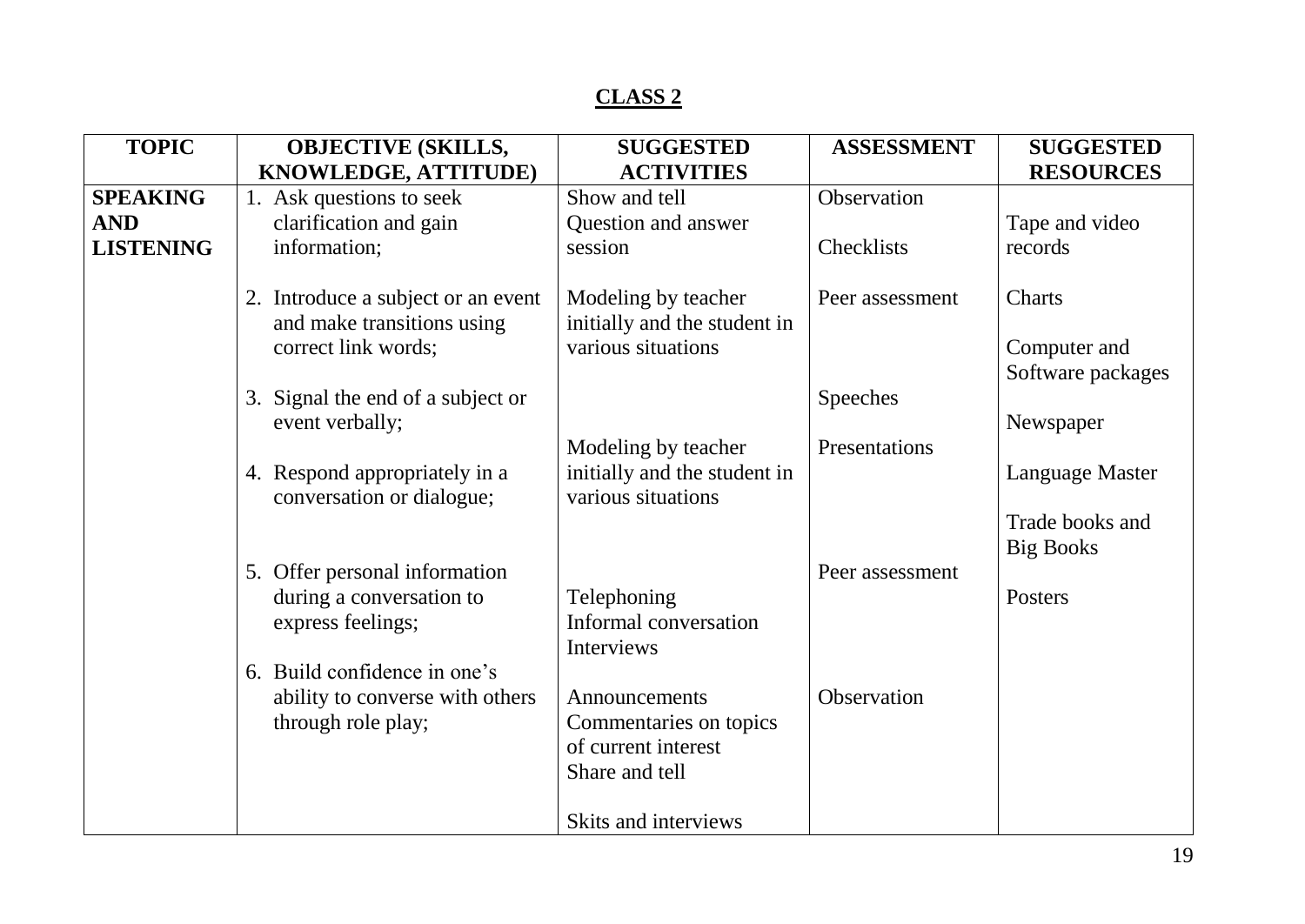## CLASS 2

| TOPIC | OBJECTIVE (SKILLS, KNOWLEDGE, ATTITUDE) | SUGGESTED ACTIVITIES | ASSESSMENT | SUGGESTED RESOURCES |
|---|---|---|---|---|
| **SPEAKING AND LISTENING** | 1. Ask questions to seek clarification and gain information; | Show and tell<br>Question and answer session | Observation<br><br>Checklists | Tape and video records |
| | 2. Introduce a subject or an event and make transitions using correct link words; | Modeling by teacher initially and the student in various situations | Peer assessment | Charts<br><br>Computer and Software packages |
| | 3. Signal the end of a subject or event verbally; | | Speeches | Newspaper |
| | 4. Respond appropriately in a conversation or dialogue; | Modeling by teacher initially and the student in various situations | Presentations | Language Master<br><br>Trade books and Big Books |
| | 5. Offer personal information during a conversation to express feelings; | Telephoning<br>Informal conversation<br>Interviews | Peer assessment | Posters |
| | 6. Build confidence in one's ability to converse with others through role play; | Announcements<br>Commentaries on topics of current interest<br>Share and tell<br><br>Skits and interviews | Observation | |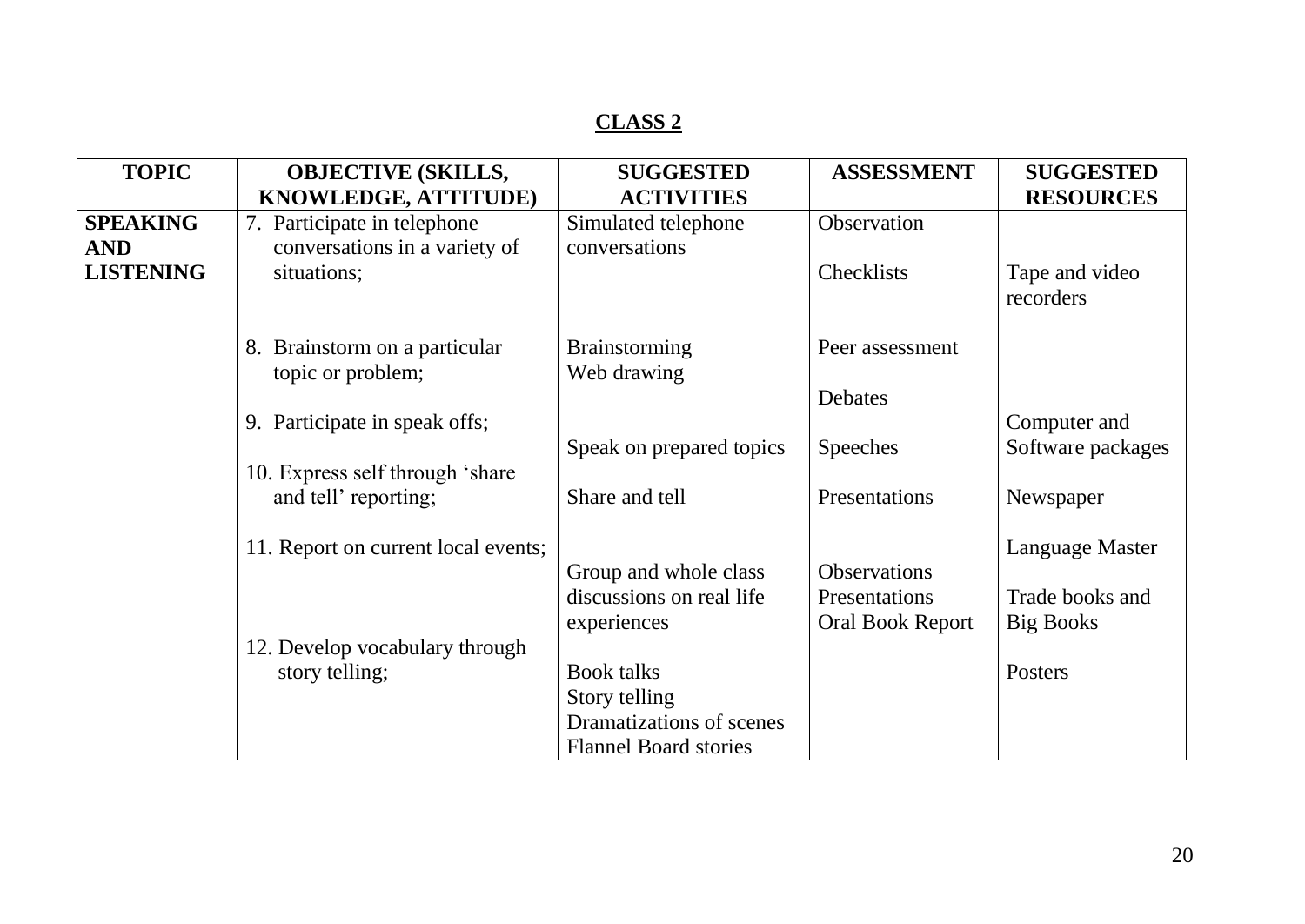## CLASS 2

| TOPIC | OBJECTIVE (SKILLS, KNOWLEDGE, ATTITUDE) | SUGGESTED ACTIVITIES | ASSESSMENT | SUGGESTED RESOURCES |
|---|---|---|---|---|
| **SPEAKING AND LISTENING** | 7. Participate in telephone conversations in a variety of situations; | Simulated telephone conversations | Observation<br><br>Checklists | Tape and video recorders |
| | 8. Brainstorm on a particular topic or problem; | Brainstorming<br>Web drawing | Peer assessment<br><br>Debates | |
| | 9. Participate in speak offs; | Speak on prepared topics | Speeches | Computer and Software packages |
| | 10. Express self through 'share and tell' reporting; | Share and tell | Presentations | Newspaper |
| | 11. Report on current local events; | Group and whole class discussions on real life experiences | Observations<br>Presentations<br>Oral Book Report | Language Master<br><br>Trade books and Big Books |
| | 12. Develop vocabulary through story telling; | Book talks<br>Story telling<br>Dramatizations of scenes<br>Flannel Board stories | | Posters |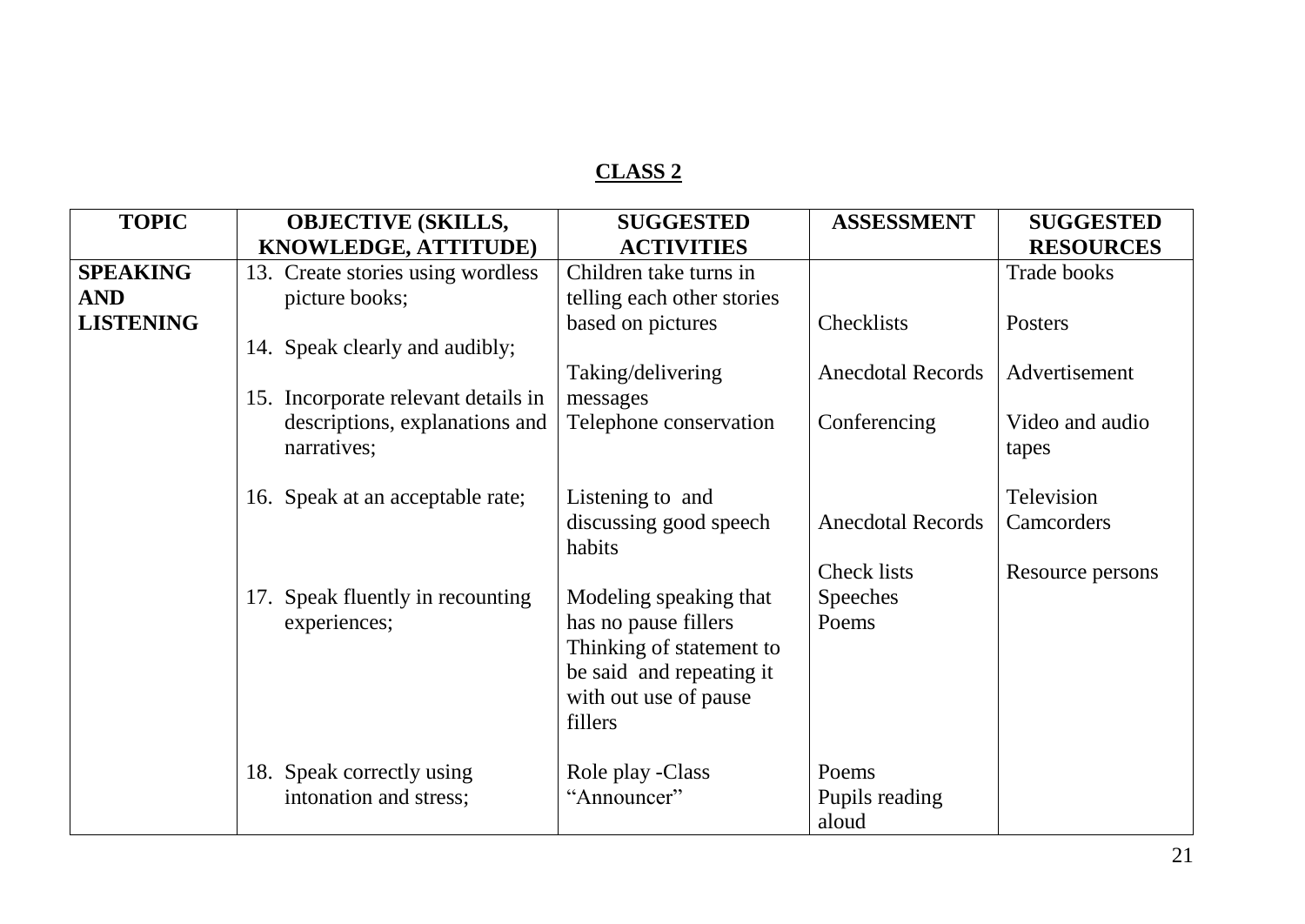## CLASS 2

| TOPIC | OBJECTIVE (SKILLS, KNOWLEDGE, ATTITUDE) | SUGGESTED ACTIVITIES | ASSESSMENT | SUGGESTED RESOURCES |
|---|---|---|---|---|
| **SPEAKING AND LISTENING** | 13. Create stories using wordless picture books;<br><br>14. Speak clearly and audibly;<br><br>15. Incorporate relevant details in descriptions, explanations and narratives; | Children take turns in telling each other stories based on pictures<br><br>Taking/delivering messages<br>Telephone conservation | Checklists<br><br>Anecdotal Records<br><br>Conferencing | Trade books<br><br>Posters<br><br>Advertisement<br><br>Video and audio tapes |
| | 16. Speak at an acceptable rate; | Listening to and discussing good speech habits | Anecdotal Records | Television<br>Camcorders |
| | 17. Speak fluently in recounting experiences; | Modeling speaking that has no pause fillers<br>Thinking of statement to be said and repeating it with out use of pause fillers | Check lists<br>Speeches<br>Poems | Resource persons |
| | 18. Speak correctly using intonation and stress; | Role play -Class "Announcer" | Poems<br>Pupils reading aloud | |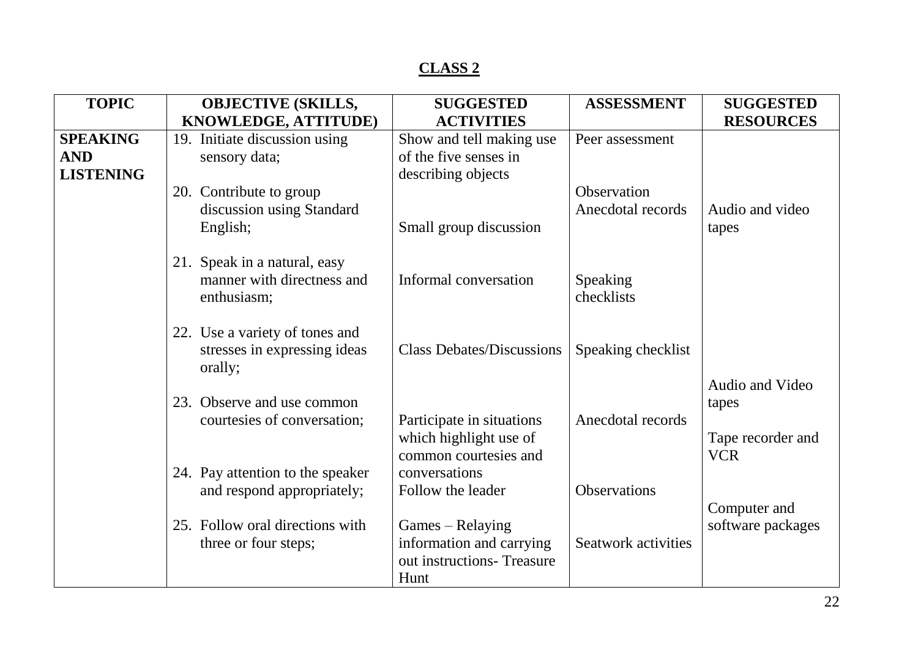## CLASS 2

| TOPIC | OBJECTIVE (SKILLS, KNOWLEDGE, ATTITUDE) | SUGGESTED ACTIVITIES | ASSESSMENT | SUGGESTED RESOURCES |
|---|---|---|---|---|
| **SPEAKING AND LISTENING** | 19. Initiate discussion using sensory data; | Show and tell making use of the five senses in describing objects | Peer assessment | |
| | 20. Contribute to group discussion using Standard English; | Small group discussion | Observation<br>Anecdotal records | Audio and video tapes |
| | 21. Speak in a natural, easy manner with directness and enthusiasm; | Informal conversation | Speaking checklists | |
| | 22. Use a variety of tones and stresses in expressing ideas orally; | Class Debates/Discussions | Speaking checklist | |
| | 23. Observe and use common courtesies of conversation; | Participate in situations which highlight use of common courtesies and conversations | Anecdotal records | Audio and Video tapes<br><br>Tape recorder and VCR |
| | 24. Pay attention to the speaker and respond appropriately; | Follow the leader | Observations | Computer and software packages |
| | 25. Follow oral directions with three or four steps; | Games – Relaying information and carrying out instructions- Treasure Hunt | Seatwork activities | |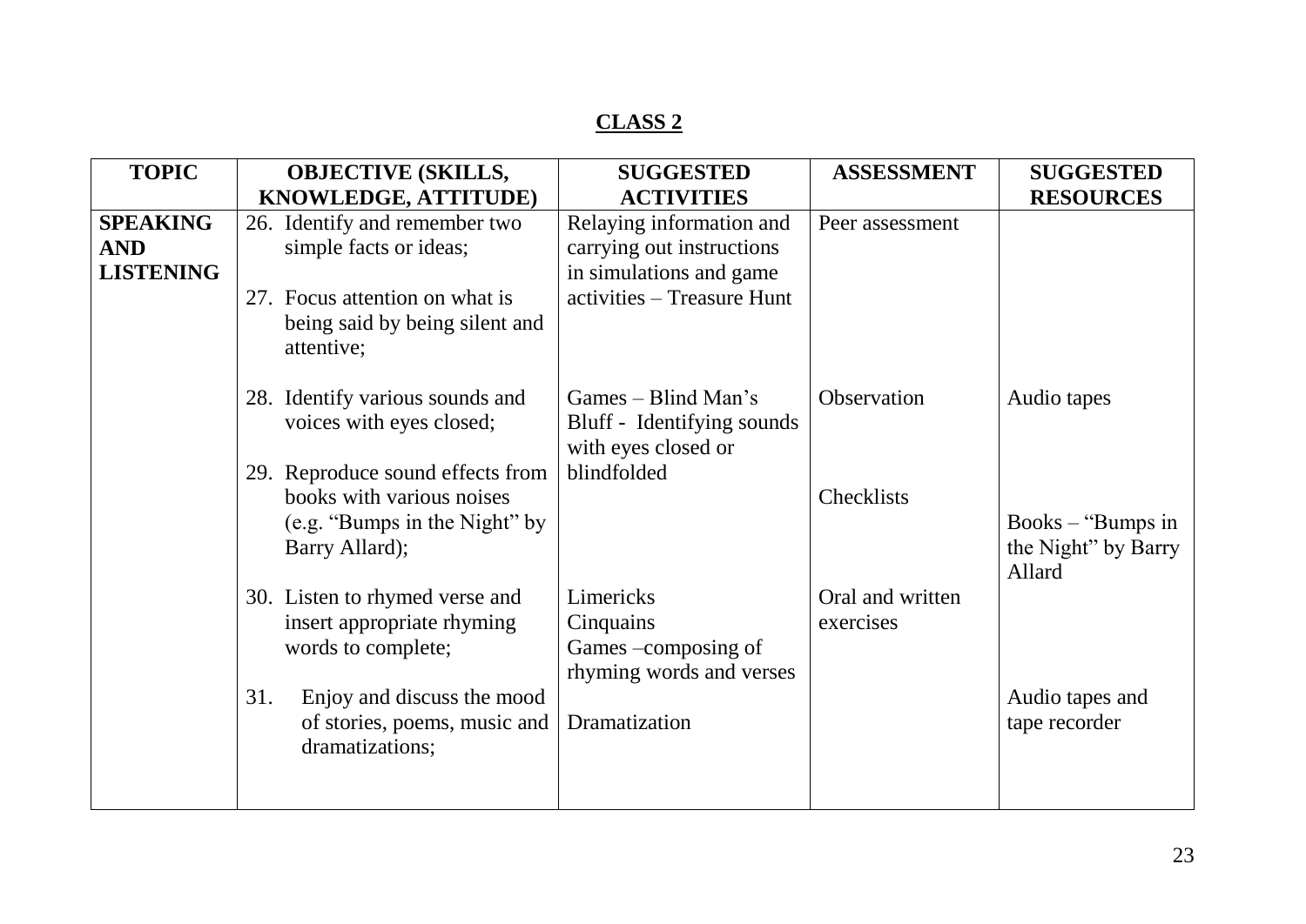## CLASS 2

| TOPIC | OBJECTIVE (SKILLS, KNOWLEDGE, ATTITUDE) | SUGGESTED ACTIVITIES | ASSESSMENT | SUGGESTED RESOURCES |
|---|---|---|---|---|
| **SPEAKING AND LISTENING** | 26. Identify and remember two simple facts or ideas;<br><br>27. Focus attention on what is being said by being silent and attentive; | Relaying information and carrying out instructions in simulations and game activities – Treasure Hunt | Peer assessment | |
| | 28. Identify various sounds and voices with eyes closed;<br><br>29. Reproduce sound effects from books with various noises (e.g. "Bumps in the Night" by Barry Allard); | Games – Blind Man's Bluff - Identifying sounds with eyes closed or blindfolded | Observation<br><br>Checklists | Audio tapes<br><br>Books – "Bumps in the Night" by Barry Allard |
| | 30. Listen to rhymed verse and insert appropriate rhyming words to complete;<br><br>31. Enjoy and discuss the mood of stories, poems, music and dramatizations; | Limericks<br>Cinquains<br>Games –composing of rhyming words and verses<br><br>Dramatization | Oral and written exercises | <br><br><br>Audio tapes and tape recorder |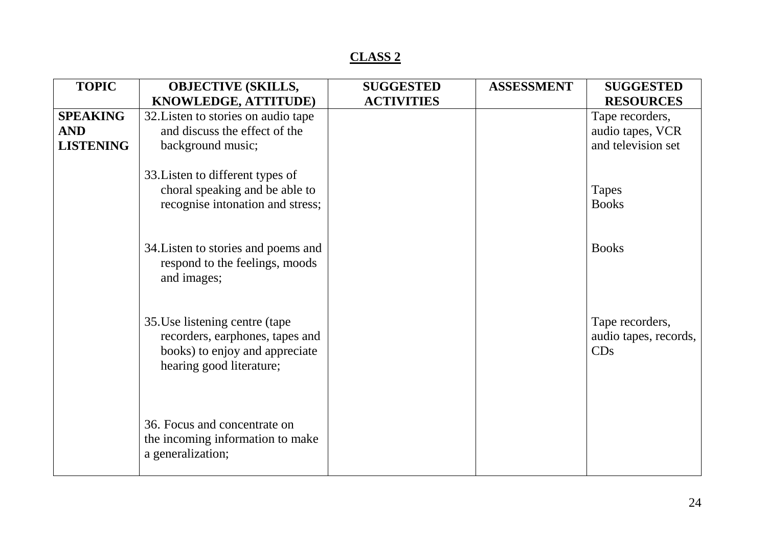## CLASS 2

| TOPIC | OBJECTIVE (SKILLS, KNOWLEDGE, ATTITUDE) | SUGGESTED ACTIVITIES | ASSESSMENT | SUGGESTED RESOURCES |
|---|---|---|---|---|
| **SPEAKING AND LISTENING** | 32. Listen to stories on audio tape and discuss the effect of the background music; | | | Tape recorders, audio tapes, VCR and television set |
| | 33. Listen to different types of choral speaking and be able to recognise intonation and stress; | | | Tapes<br>Books |
| | 34. Listen to stories and poems and respond to the feelings, moods and images; | | | Books |
| | 35. Use listening centre (tape recorders, earphones, tapes and books) to enjoy and appreciate hearing good literature; | | | Tape recorders, audio tapes, records, CDs |
| | 36. Focus and concentrate on the incoming information to make a generalization; | | | |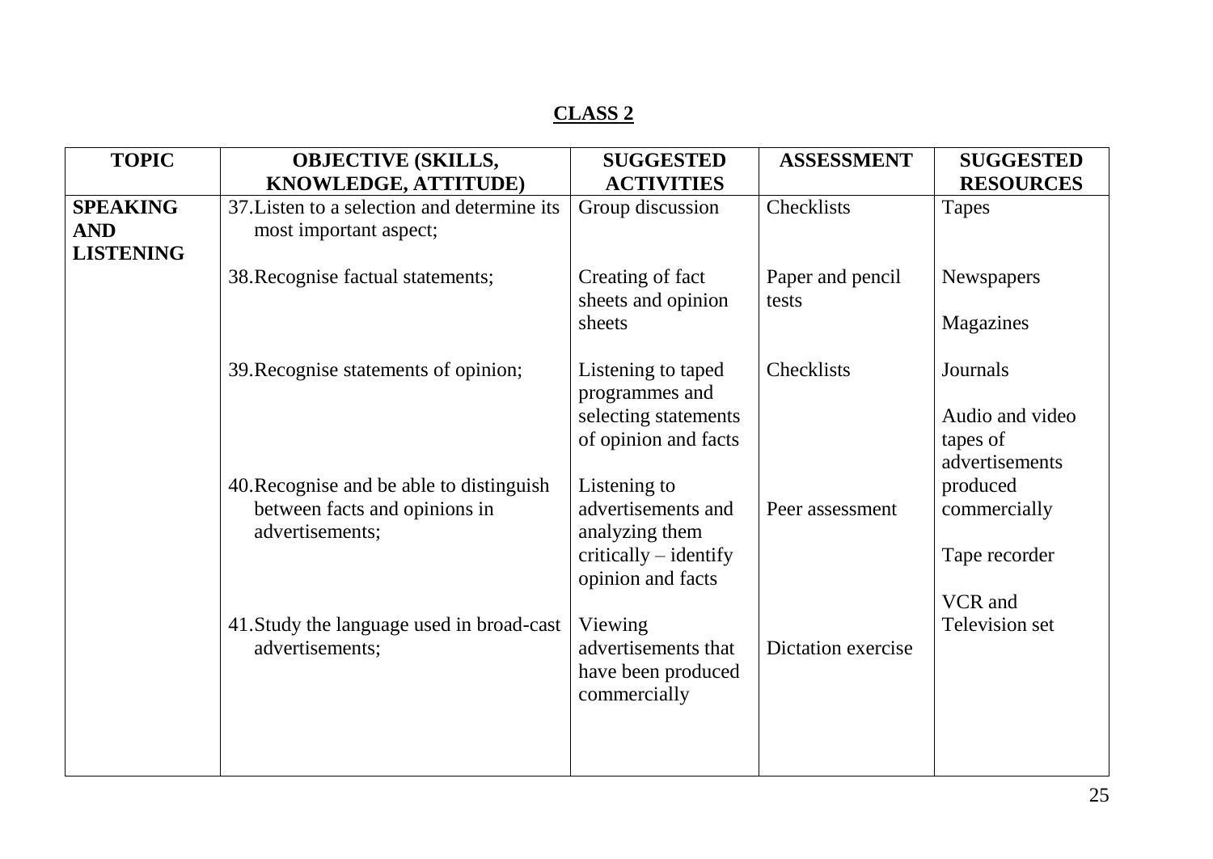## CLASS 2

| TOPIC | OBJECTIVE (SKILLS, KNOWLEDGE, ATTITUDE) | SUGGESTED ACTIVITIES | ASSESSMENT | SUGGESTED RESOURCES |
|---|---|---|---|---|
| **SPEAKING AND LISTENING** | 37. Listen to a selection and determine its most important aspect; | Group discussion | Checklists | Tapes |
| | 38. Recognise factual statements; | Creating of fact sheets and opinion sheets | Paper and pencil tests | Newspapers<br><br>Magazines |
| | 39. Recognise statements of opinion; | Listening to taped programmes and selecting statements of opinion and facts | Checklists | Journals<br><br>Audio and video tapes of advertisements produced commercially |
| | 40. Recognise and be able to distinguish between facts and opinions in advertisements; | Listening to advertisements and analyzing them critically – identify opinion and facts | Peer assessment | Tape recorder |
| | 41. Study the language used in broad-cast advertisements; | Viewing advertisements that have been produced commercially | Dictation exercise | VCR and Television set |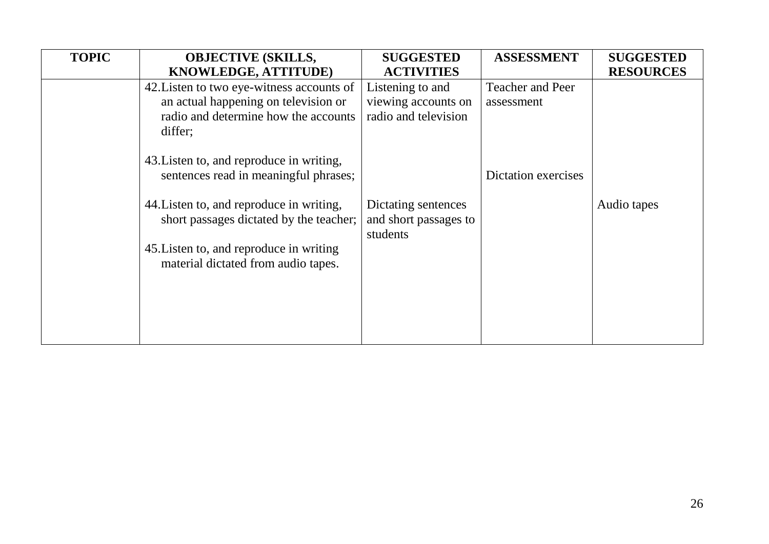| TOPIC | OBJECTIVE (SKILLS, KNOWLEDGE, ATTITUDE) | SUGGESTED ACTIVITIES | ASSESSMENT | SUGGESTED RESOURCES |
|---|---|---|---|---|
| | 42. Listen to two eye-witness accounts of an actual happening on television or radio and determine how the accounts differ; | Listening to and viewing accounts on radio and television | Teacher and Peer assessment | |
| | 43. Listen to, and reproduce in writing, sentences read in meaningful phrases; | | Dictation exercises | |
| | 44. Listen to, and reproduce in writing, short passages dictated by the teacher; | Dictating sentences and short passages to students | | Audio tapes |
| | 45. Listen to, and reproduce in writing material dictated from audio tapes. | | | |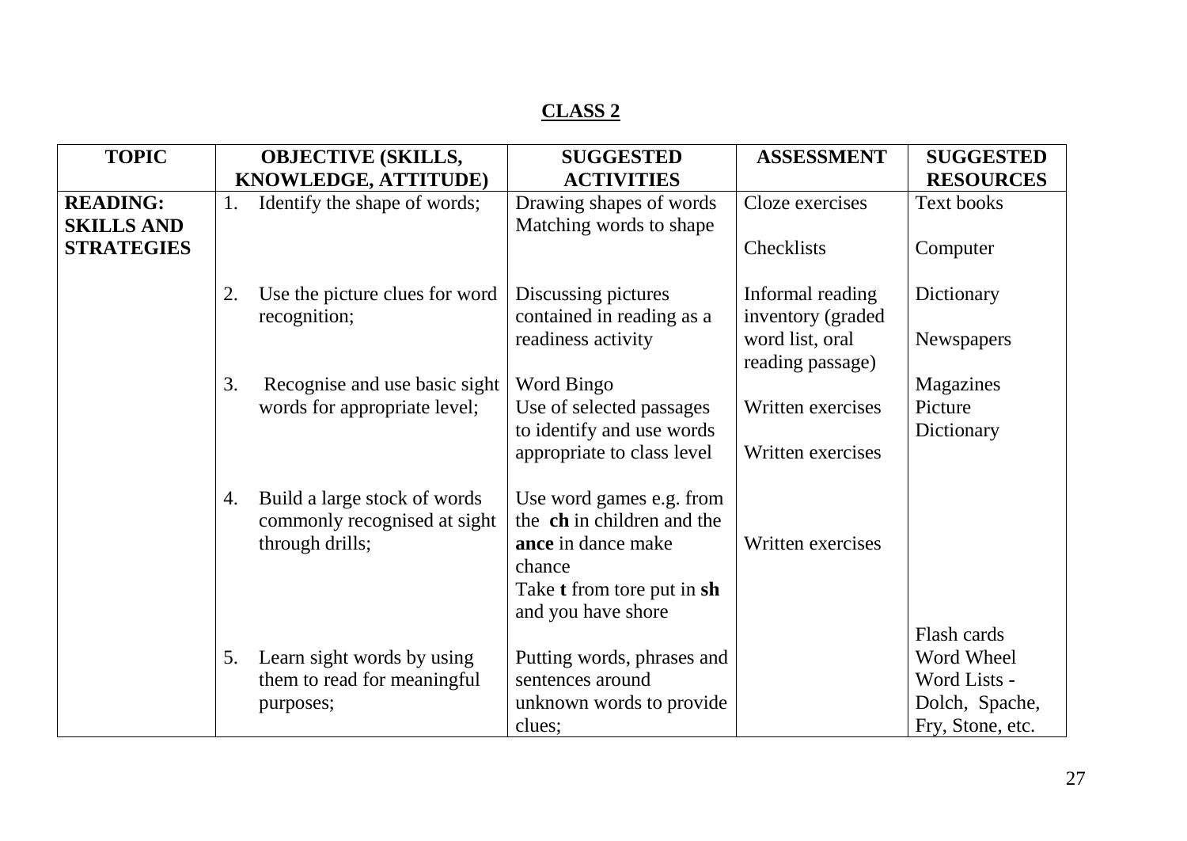## CLASS 2

| TOPIC | OBJECTIVE (SKILLS, KNOWLEDGE, ATTITUDE) | SUGGESTED ACTIVITIES | ASSESSMENT | SUGGESTED RESOURCES |
|---|---|---|---|---|
| **READING: SKILLS AND STRATEGIES** | 1. Identify the shape of words; | Drawing shapes of words<br>Matching words to shape | Cloze exercises<br><br>Checklists | Text books<br><br>Computer |
| | 2. Use the picture clues for word recognition; | Discussing pictures contained in reading as a readiness activity | Informal reading inventory (graded word list, oral reading passage) | Dictionary<br><br>Newspapers |
| | 3. Recognise and use basic sight words for appropriate level; | Word Bingo<br>Use of selected passages to identify and use words appropriate to class level | Written exercises<br><br>Written exercises | Magazines<br>Picture Dictionary |
| | 4. Build a large stock of words commonly recognised at sight through drills; | Use word games e.g. from the **ch** in children and the **ance** in dance make chance<br>Take **t** from tore put in **sh** and you have shore | Written exercises | |
| | 5. Learn sight words by using them to read for meaningful purposes; | Putting words, phrases and sentences around unknown words to provide clues; | | Flash cards<br>Word Wheel<br>Word Lists - Dolch, Spache, Fry, Stone, etc. |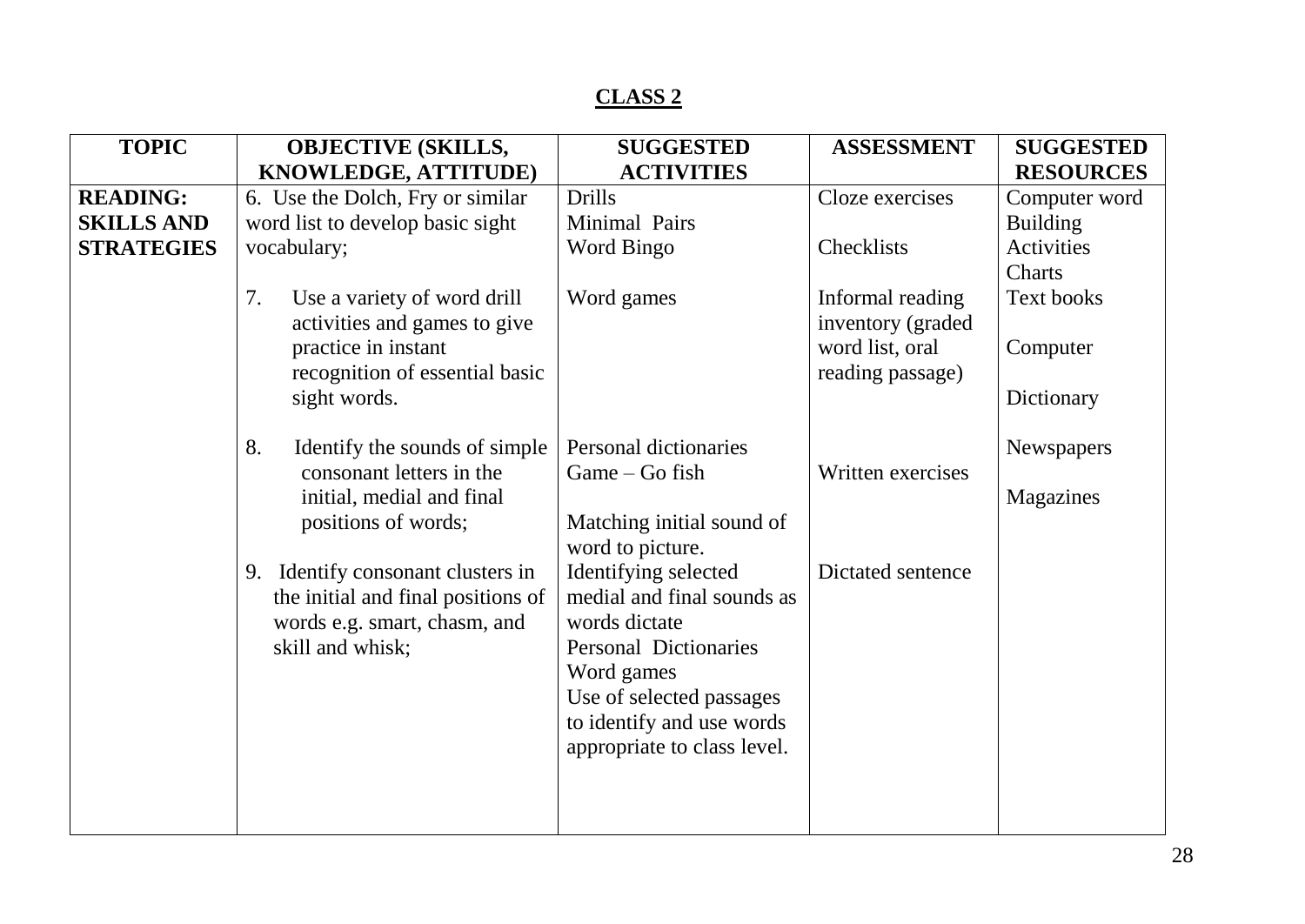## CLASS 2

| TOPIC | OBJECTIVE (SKILLS, KNOWLEDGE, ATTITUDE) | SUGGESTED ACTIVITIES | ASSESSMENT | SUGGESTED RESOURCES |
|---|---|---|---|---|
| **READING: SKILLS AND STRATEGIES** | 6. Use the Dolch, Fry or similar word list to develop basic sight vocabulary; | Drills<br>Minimal Pairs<br>Word Bingo | Cloze exercises<br><br>Checklists | Computer word Building Activities<br>Charts |
| | 7. Use a variety of word drill activities and games to give practice in instant recognition of essential basic sight words. | Word games | Informal reading inventory (graded word list, oral reading passage) | Text books<br><br>Computer<br><br>Dictionary |
| | 8. Identify the sounds of simple consonant letters in the initial, medial and final positions of words; | Personal dictionaries<br>Game – Go fish<br><br>Matching initial sound of word to picture. | Written exercises | Newspapers<br><br>Magazines |
| | 9. Identify consonant clusters in the initial and final positions of words e.g. smart, chasm, and skill and whisk; | Identifying selected medial and final sounds as words dictate<br>Personal Dictionaries<br>Word games<br>Use of selected passages to identify and use words appropriate to class level. | Dictated sentence | |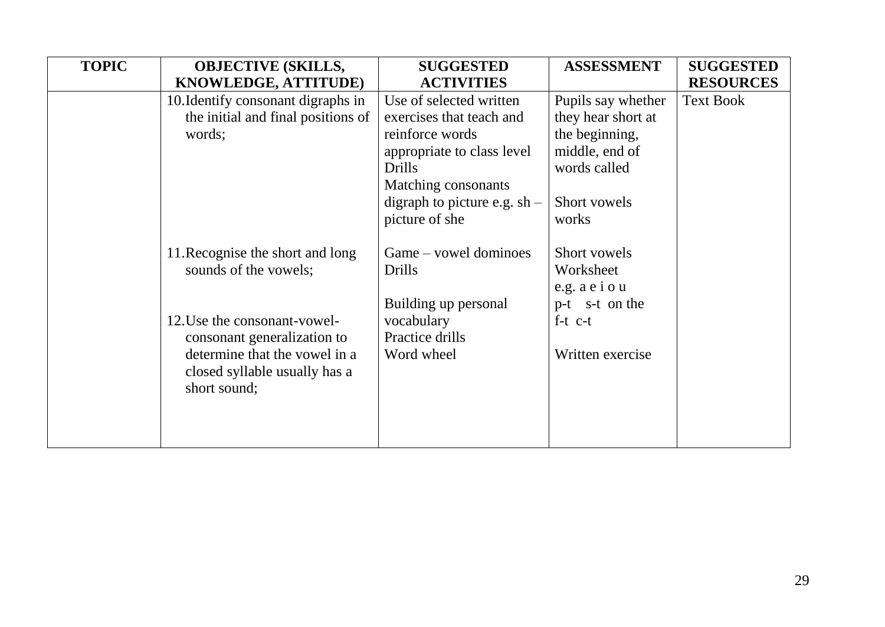| TOPIC | OBJECTIVE (SKILLS, KNOWLEDGE, ATTITUDE) | SUGGESTED ACTIVITIES | ASSESSMENT | SUGGESTED RESOURCES |
|---|---|---|---|---|
| | 10. Identify consonant digraphs in the initial and final positions of words; | Use of selected written exercises that teach and reinforce words appropriate to class level<br>Drills<br>Matching consonants digraph to picture e.g. sh – picture of she | Pupils say whether they hear short at the beginning, middle, end of words called<br><br>Short vowels works | Text Book |
| | 11. Recognise the short and long sounds of the vowels; | Game – vowel dominoes<br>Drills | Short vowels<br>Worksheet<br>e.g. a e i o u<br>p-t s-t on the<br>f-t c-t | |
| | 12. Use the consonant-vowel-consonant generalization to determine that the vowel in a closed syllable usually has a short sound; | Building up personal vocabulary<br>Practice drills<br>Word wheel | Written exercise | |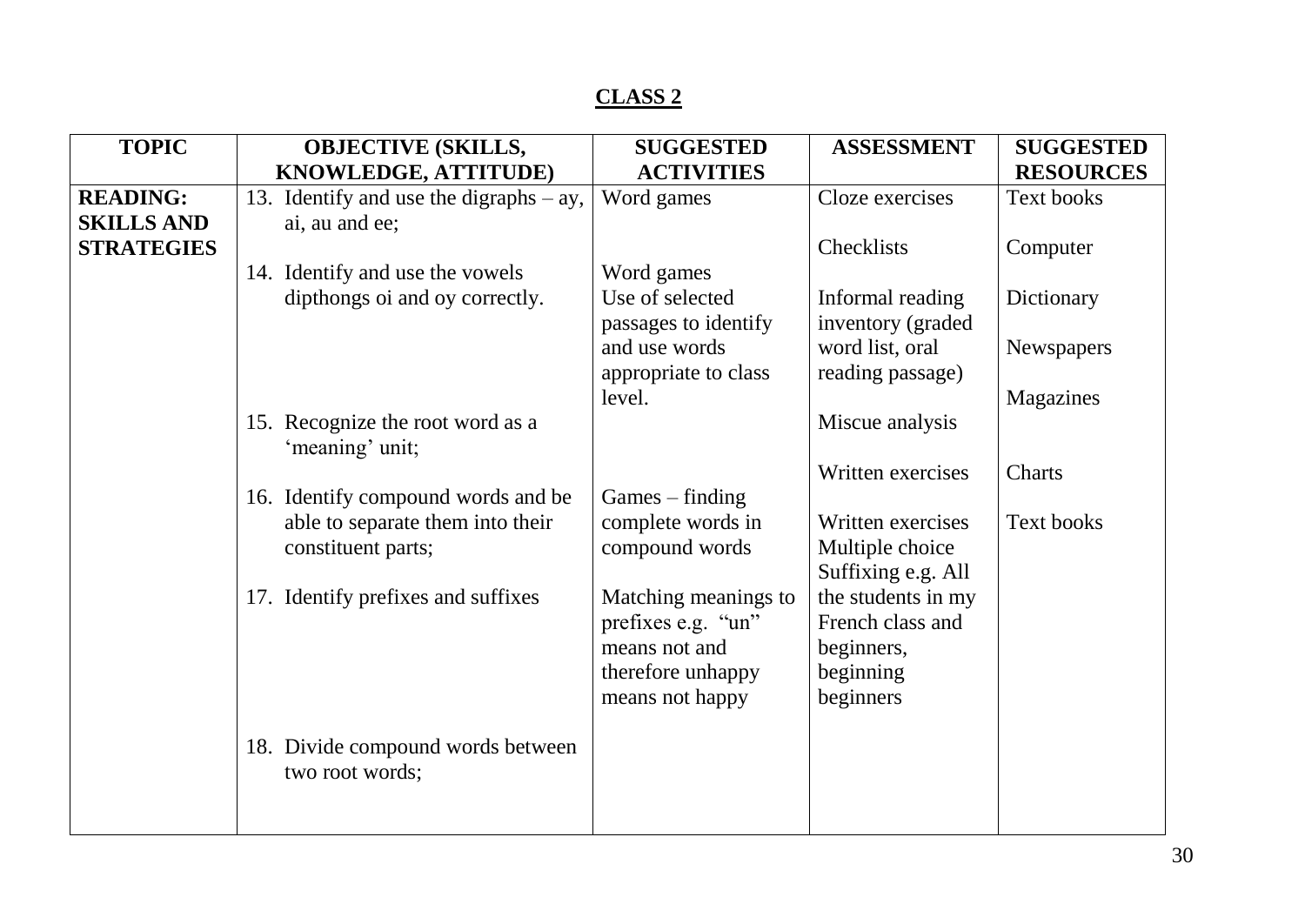**CLASS 2**

| TOPIC | OBJECTIVE (SKILLS, KNOWLEDGE, ATTITUDE) | SUGGESTED ACTIVITIES | ASSESSMENT | SUGGESTED RESOURCES |
|---|---|---|---|---|
| **READING: SKILLS AND STRATEGIES** | 13. Identify and use the digraphs – ay, ai, au and ee;<br><br>14. Identify and use the vowels dipthongs oi and oy correctly.<br><br>15. Recognize the root word as a 'meaning' unit;<br><br>16. Identify compound words and be able to separate them into their constituent parts;<br><br>17. Identify prefixes and suffixes<br><br>18. Divide compound words between two root words; | Word games<br><br>Word games<br>Use of selected passages to identify and use words appropriate to class level.<br><br>Games – finding complete words in compound words<br><br>Matching meanings to prefixes e.g. "un" means not and therefore unhappy means not happy | Cloze exercises<br><br>Checklists<br><br>Informal reading inventory (graded word list, oral reading passage)<br><br>Miscue analysis<br><br>Written exercises<br><br>Written exercises<br>Multiple choice<br>Suffixing e.g. All the students in my French class and beginners, beginning beginners | Text books<br><br>Computer<br><br>Dictionary<br><br>Newspapers<br><br>Magazines<br><br>Charts<br><br>Text books |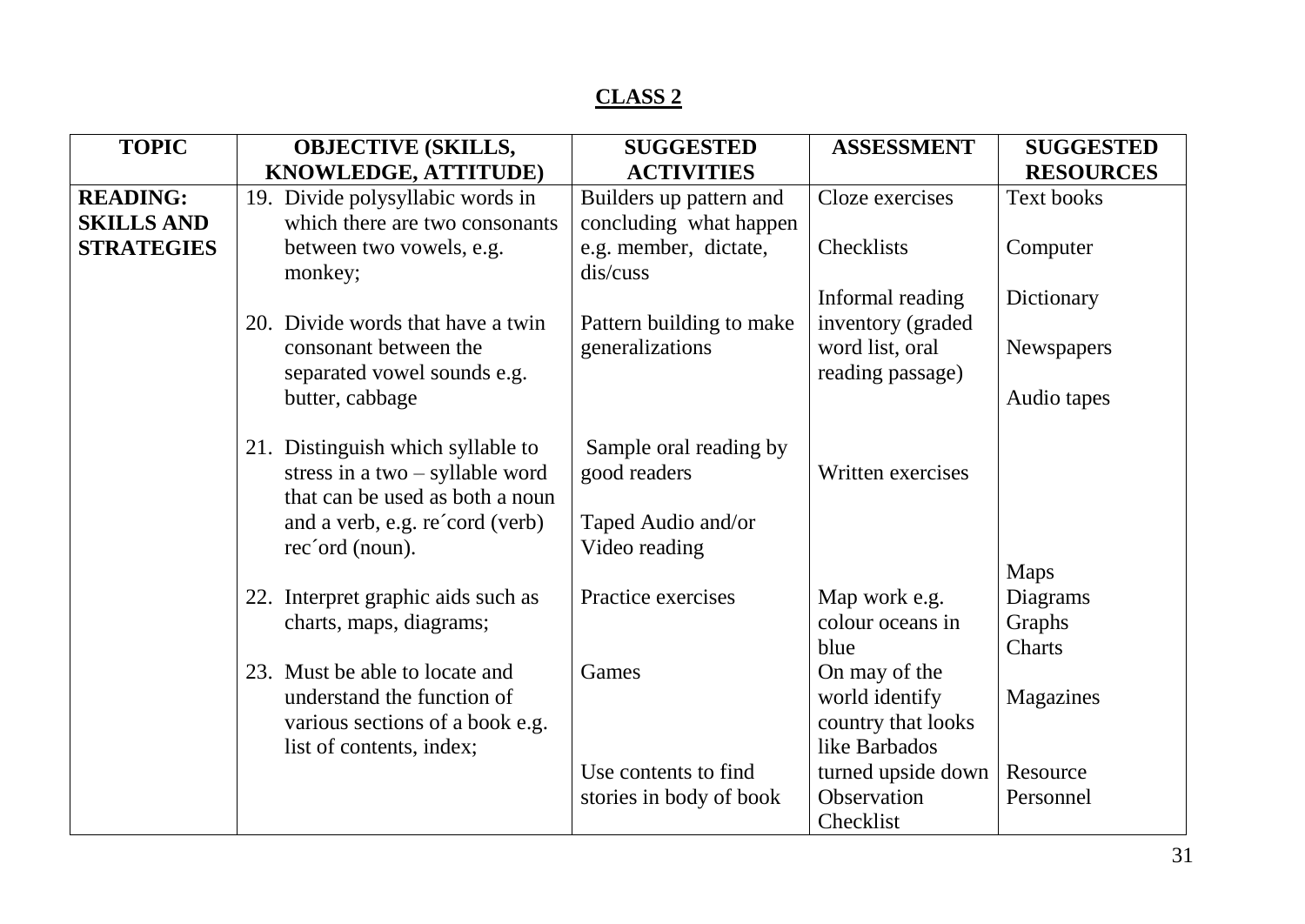## CLASS 2

| TOPIC | OBJECTIVE (SKILLS, KNOWLEDGE, ATTITUDE) | SUGGESTED ACTIVITIES | ASSESSMENT | SUGGESTED RESOURCES |
|---|---|---|---|---|
| **READING: SKILLS AND STRATEGIES** | 19. Divide polysyllabic words in which there are two consonants between two vowels, e.g. monkey; | Builders up pattern and concluding what happen e.g. member, dictate, dis/cuss | Cloze exercises<br><br>Checklists<br><br>Informal reading inventory (graded word list, oral reading passage) | Text books<br><br>Computer<br><br>Dictionary<br><br>Newspapers<br><br>Audio tapes |
| | 20. Divide words that have a twin consonant between the separated vowel sounds e.g. butter, cabbage | Pattern building to make generalizations | | |
| | 21. Distinguish which syllable to stress in a two – syllable word that can be used as both a noun and a verb, e.g. re´cord (verb) rec´ord (noun). | Sample oral reading by good readers<br><br>Taped Audio and/or Video reading | Written exercises | |
| | 22. Interpret graphic aids such as charts, maps, diagrams; | Practice exercises | Map work e.g. colour oceans in blue | Maps<br>Diagrams<br>Graphs<br>Charts |
| | 23. Must be able to locate and understand the function of various sections of a book e.g. list of contents, index; | Games<br><br>Use contents to find stories in body of book | On may of the world identify country that looks like Barbados turned upside down<br>Observation Checklist | Magazines<br><br>Resource Personnel |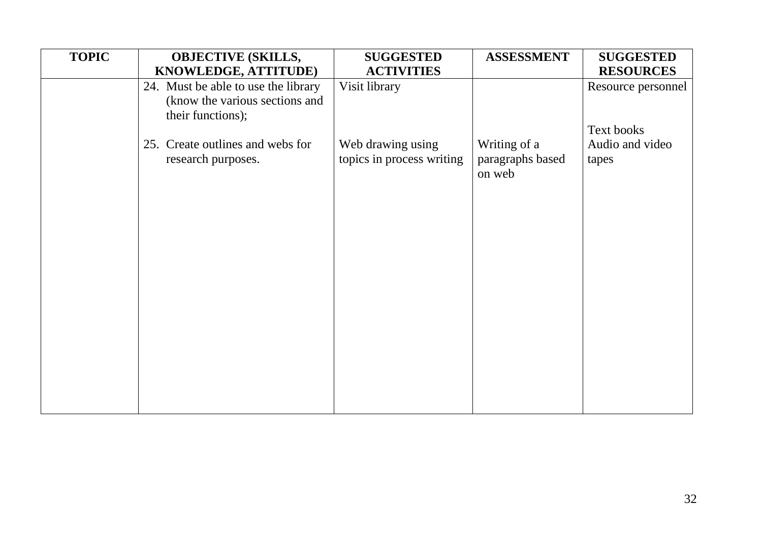| TOPIC | OBJECTIVE (SKILLS, KNOWLEDGE, ATTITUDE) | SUGGESTED ACTIVITIES | ASSESSMENT | SUGGESTED RESOURCES |
|---|---|---|---|---|
| | 24. Must be able to use the library (know the various sections and their functions); | Visit library | | Resource personnel |
| | 25. Create outlines and webs for research purposes. | Web drawing using topics in process writing | Writing of a paragraphs based on web | Text books<br>Audio and video tapes |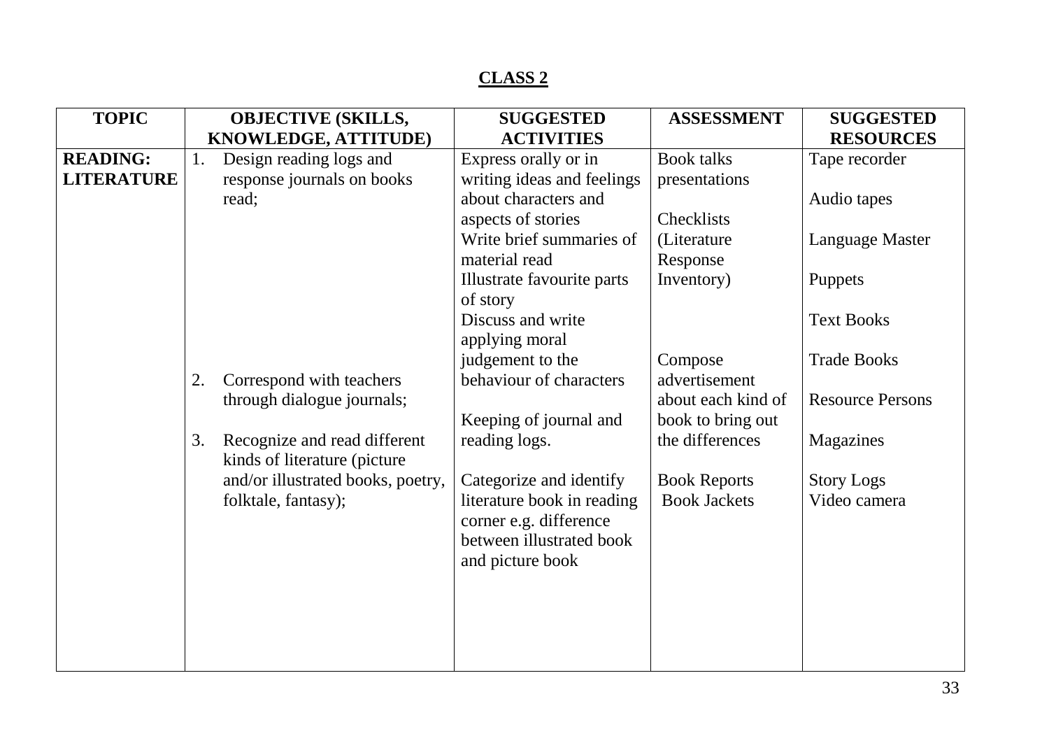## CLASS 2

| TOPIC | OBJECTIVE (SKILLS, KNOWLEDGE, ATTITUDE) | SUGGESTED ACTIVITIES | ASSESSMENT | SUGGESTED RESOURCES |
|---|---|---|---|---|
| **READING: LITERATURE** | 1. Design reading logs and response journals on books read;<br><br>2. Correspond with teachers through dialogue journals;<br><br>3. Recognize and read different kinds of literature (picture and/or illustrated books, poetry, folktale, fantasy); | Express orally or in writing ideas and feelings about characters and aspects of stories<br>Write brief summaries of material read<br>Illustrate favourite parts of story<br>Discuss and write applying moral judgement to the behaviour of characters<br><br>Keeping of journal and reading logs.<br><br>Categorize and identify literature book in reading corner e.g. difference between illustrated book and picture book | Book talks presentations<br><br>Checklists (Literature Response Inventory)<br><br>Compose advertisement about each kind of book to bring out the differences<br><br>Book Reports<br>Book Jackets | Tape recorder<br><br>Audio tapes<br><br>Language Master<br><br>Puppets<br><br>Text Books<br><br>Trade Books<br><br>Resource Persons<br><br>Magazines<br><br>Story Logs<br>Video camera |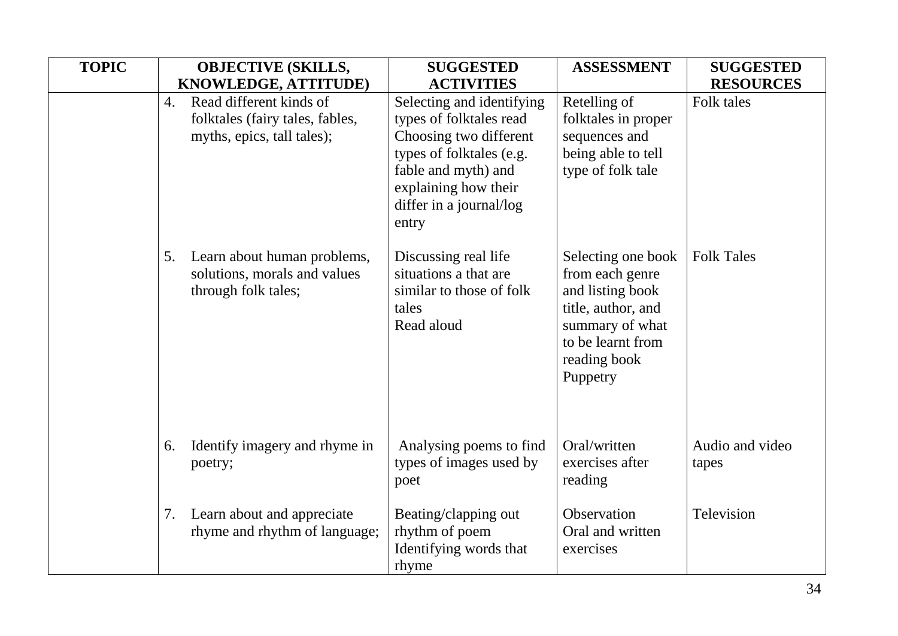| TOPIC | OBJECTIVE (SKILLS, KNOWLEDGE, ATTITUDE) | SUGGESTED ACTIVITIES | ASSESSMENT | SUGGESTED RESOURCES |
|---|---|---|---|---|
| | 4. Read different kinds of folktales (fairy tales, fables, myths, epics, tall tales); | Selecting and identifying types of folktales read<br>Choosing two different types of folktales (e.g. fable and myth) and explaining how their differ in a journal/log entry | Retelling of folktales in proper sequences and being able to tell type of folk tale | Folk tales |
| | 5. Learn about human problems, solutions, morals and values through folk tales; | Discussing real life situations a that are similar to those of folk tales<br>Read aloud | Selecting one book from each genre and listing book title, author, and summary of what to be learnt from reading book<br>Puppetry | Folk Tales |
| | 6. Identify imagery and rhyme in poetry; | Analysing poems to find types of images used by poet | Oral/written exercises after reading | Audio and video tapes |
| | 7. Learn about and appreciate rhyme and rhythm of language; | Beating/clapping out rhythm of poem<br>Identifying words that rhyme | Observation<br>Oral and written exercises | Television |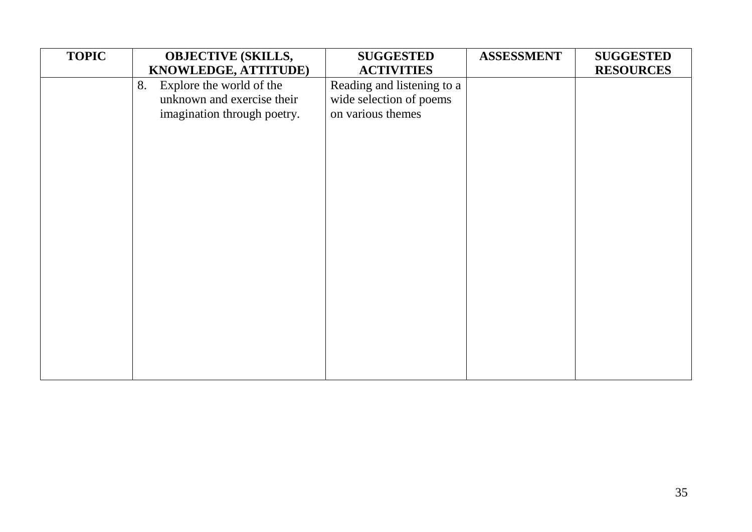| TOPIC | OBJECTIVE (SKILLS, KNOWLEDGE, ATTITUDE) | SUGGESTED ACTIVITIES | ASSESSMENT | SUGGESTED RESOURCES |
|---|---|---|---|---|
| | 8. Explore the world of the unknown and exercise their imagination through poetry. | Reading and listening to a wide selection of poems on various themes | | |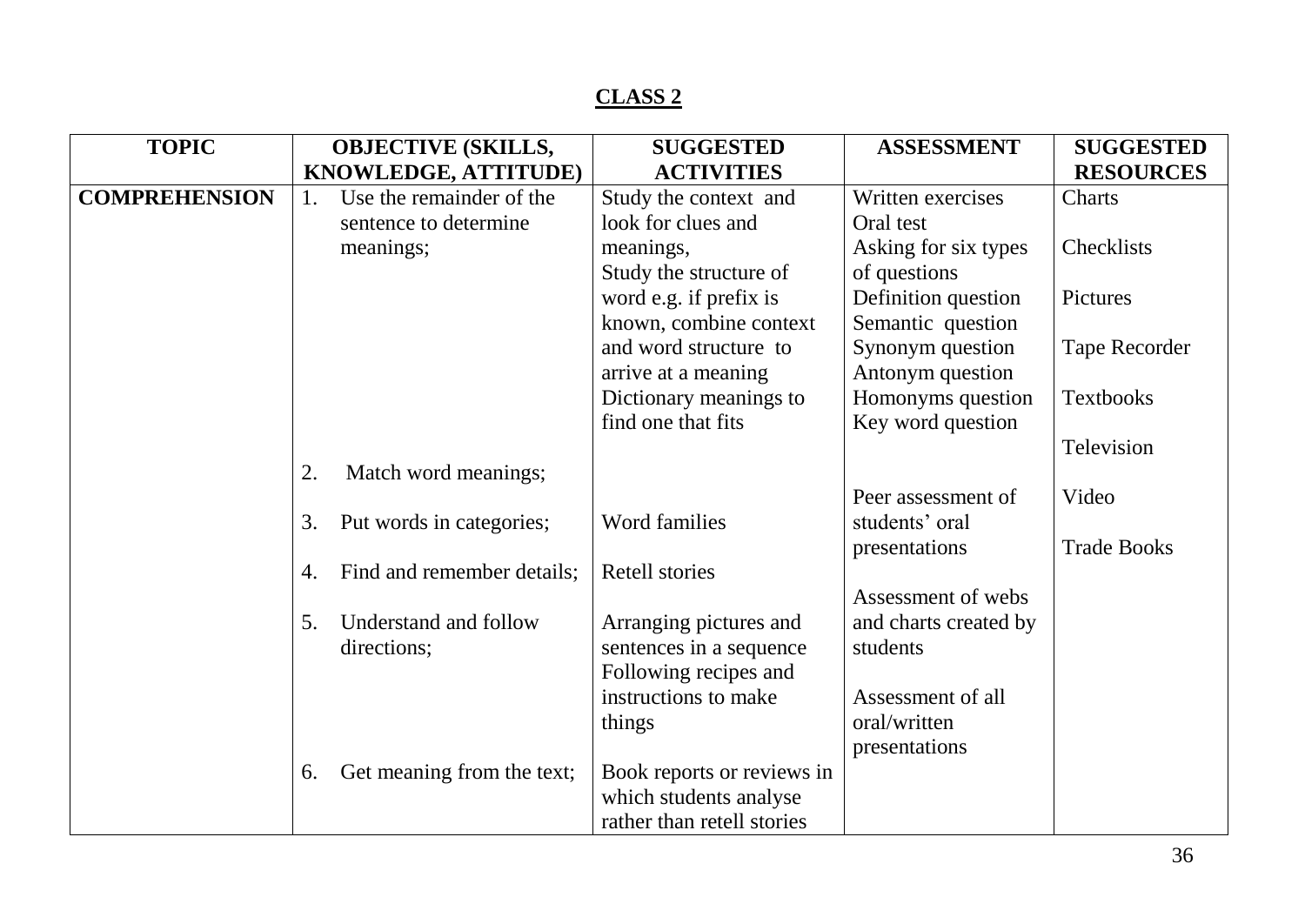## CLASS 2

| TOPIC | OBJECTIVE (SKILLS, KNOWLEDGE, ATTITUDE) | SUGGESTED ACTIVITIES | ASSESSMENT | SUGGESTED RESOURCES |
|---|---|---|---|---|
| **COMPREHENSION** | 1. Use the remainder of the sentence to determine meanings; | Study the context and look for clues and meanings,<br>Study the structure of word e.g. if prefix is known, combine context and word structure to arrive at a meaning<br>Dictionary meanings to find one that fits | Written exercises<br>Oral test<br>Asking for six types of questions<br>Definition question<br>Semantic question<br>Synonym question<br>Antonym question<br>Homonyms question<br>Key word question | Charts<br><br>Checklists<br><br>Pictures<br><br>Tape Recorder<br><br>Textbooks<br><br>Television |
| | 2. Match word meanings; | | | Video |
| | 3. Put words in categories; | Word families | Peer assessment of students' oral presentations | Trade Books |
| | 4. Find and remember details; | Retell stories | | |
| | 5. Understand and follow directions; | Arranging pictures and sentences in a sequence<br>Following recipes and instructions to make things | Assessment of webs and charts created by students<br><br>Assessment of all oral/written presentations | |
| | 6. Get meaning from the text; | Book reports or reviews in which students analyse rather than retell stories | | |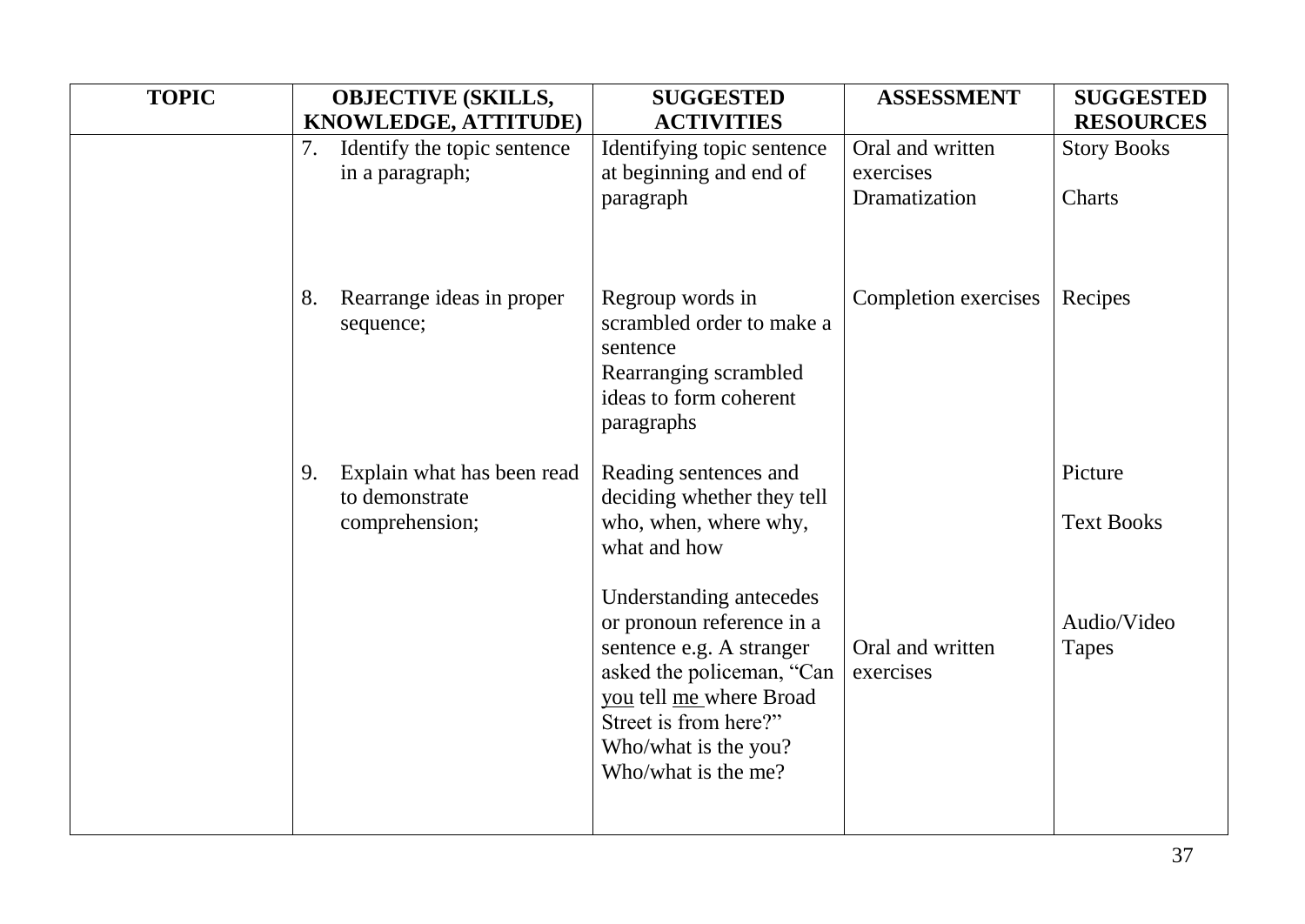| TOPIC | OBJECTIVE (SKILLS, KNOWLEDGE, ATTITUDE) | SUGGESTED ACTIVITIES | ASSESSMENT | SUGGESTED RESOURCES |
|---|---|---|---|---|
| | 7. Identify the topic sentence in a paragraph; | Identifying topic sentence at beginning and end of paragraph | Oral and written exercises<br>Dramatization | Story Books<br>Charts |
| | 8. Rearrange ideas in proper sequence; | Regroup words in scrambled order to make a sentence<br>Rearranging scrambled ideas to form coherent paragraphs | Completion exercises | Recipes |
| | 9. Explain what has been read to demonstrate comprehension; | Reading sentences and deciding whether they tell who, when, where why, what and how<br><br>Understanding antecedes or pronoun reference in a sentence e.g. A stranger asked the policeman, "Can you tell me where Broad Street is from here?" Who/what is the you? Who/what is the me? | Oral and written exercises | Picture<br>Text Books<br>Audio/Video Tapes |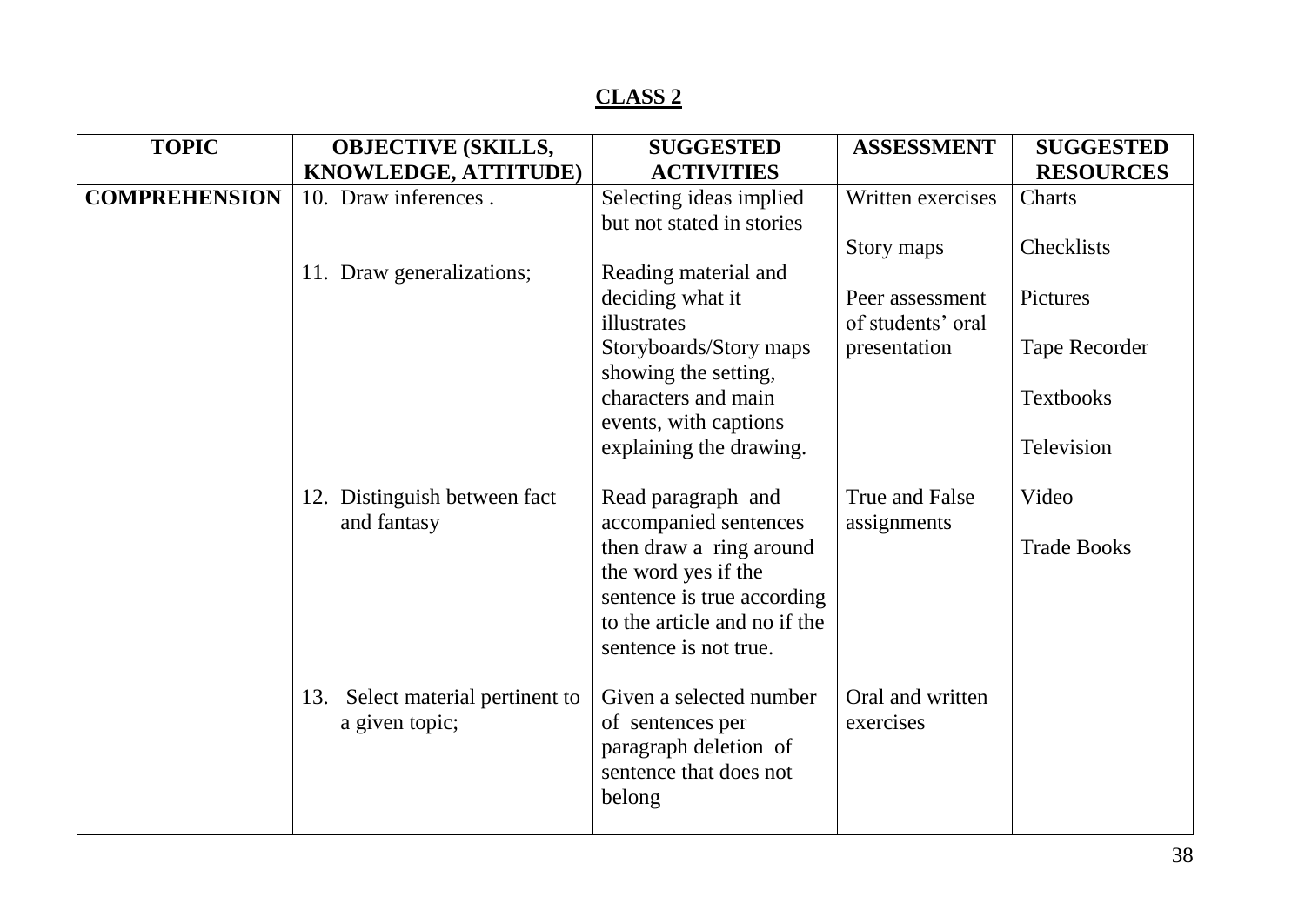**CLASS 2**

| TOPIC | OBJECTIVE (SKILLS, KNOWLEDGE, ATTITUDE) | SUGGESTED ACTIVITIES | ASSESSMENT | SUGGESTED RESOURCES |
|---|---|---|---|---|
| **COMPREHENSION** | 10. Draw inferences . | Selecting ideas implied but not stated in stories | Written exercises<br><br>Story maps | Charts<br><br>Checklists |
| | 11. Draw generalizations; | Reading material and deciding what it illustrates<br>Storyboards/Story maps showing the setting, characters and main events, with captions explaining the drawing. | Peer assessment of students' oral presentation | Pictures<br><br>Tape Recorder<br><br>Textbooks<br><br>Television |
| | 12. Distinguish between fact and fantasy | Read paragraph and accompanied sentences then draw a ring around the word yes if the sentence is true according to the article and no if the sentence is not true. | True and False assignments | Video<br><br>Trade Books |
| | 13. Select material pertinent to a given topic; | Given a selected number of sentences per paragraph deletion of sentence that does not belong | Oral and written exercises | |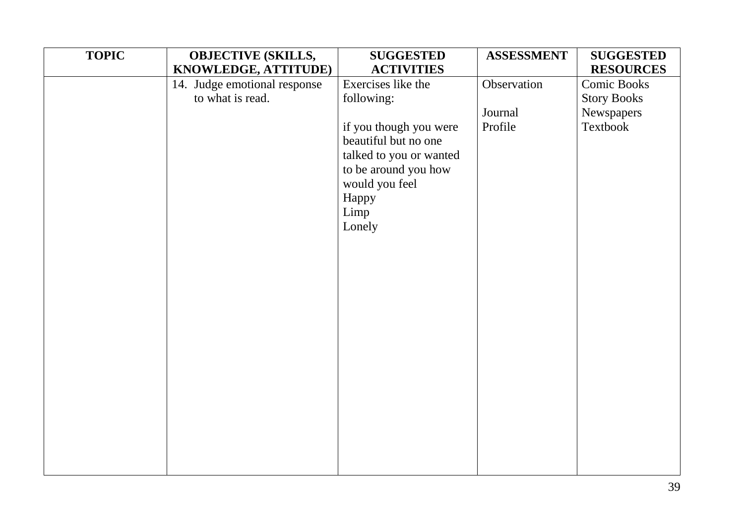| TOPIC | OBJECTIVE (SKILLS, KNOWLEDGE, ATTITUDE) | SUGGESTED ACTIVITIES | ASSESSMENT | SUGGESTED RESOURCES |
| --- | --- | --- | --- | --- |
| | 14. Judge emotional response to what is read. | Exercises like the following:<br><br>if you though you were beautiful but no one talked to you or wanted to be around you how would you feel<br>Happy<br>Limp<br>Lonely | Observation<br><br>Journal<br>Profile | Comic Books<br>Story Books<br>Newspapers<br>Textbook |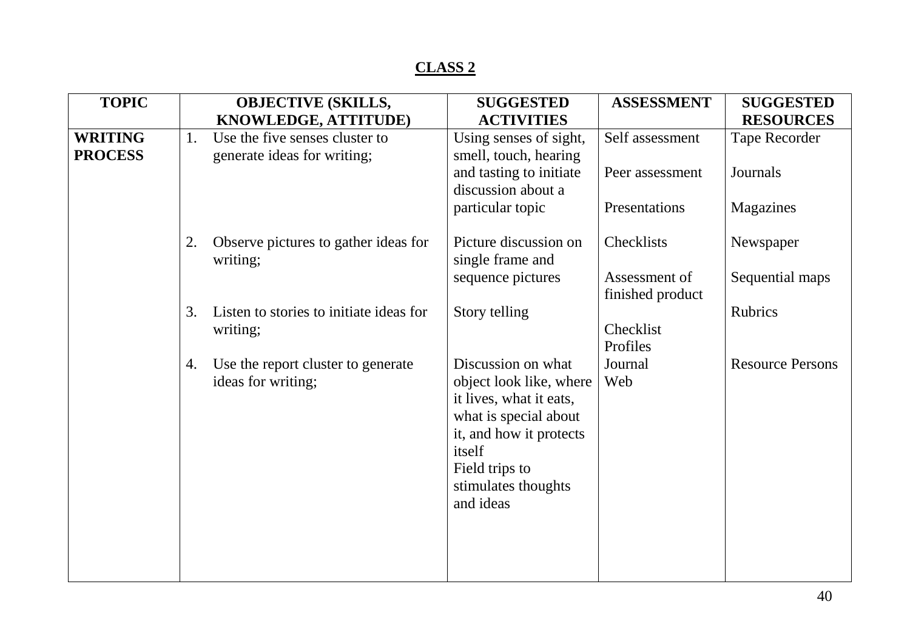## CLASS 2

| TOPIC | OBJECTIVE (SKILLS, KNOWLEDGE, ATTITUDE) | SUGGESTED ACTIVITIES | ASSESSMENT | SUGGESTED RESOURCES |
|---|---|---|---|---|
| **WRITING PROCESS** | 1. Use the five senses cluster to generate ideas for writing; | Using senses of sight, smell, touch, hearing and tasting to initiate discussion about a particular topic | Self assessment<br><br>Peer assessment<br><br>Presentations | Tape Recorder<br><br>Journals<br><br>Magazines |
| | 2. Observe pictures to gather ideas for writing; | Picture discussion on single frame and sequence pictures | Checklists<br><br>Assessment of finished product | Newspaper<br><br>Sequential maps |
| | 3. Listen to stories to initiate ideas for writing; | Story telling | Checklist<br>Profiles | Rubrics |
| | 4. Use the report cluster to generate ideas for writing; | Discussion on what object look like, where it lives, what it eats, what is special about it, and how it protects itself<br>Field trips to stimulates thoughts and ideas | Journal<br>Web | Resource Persons |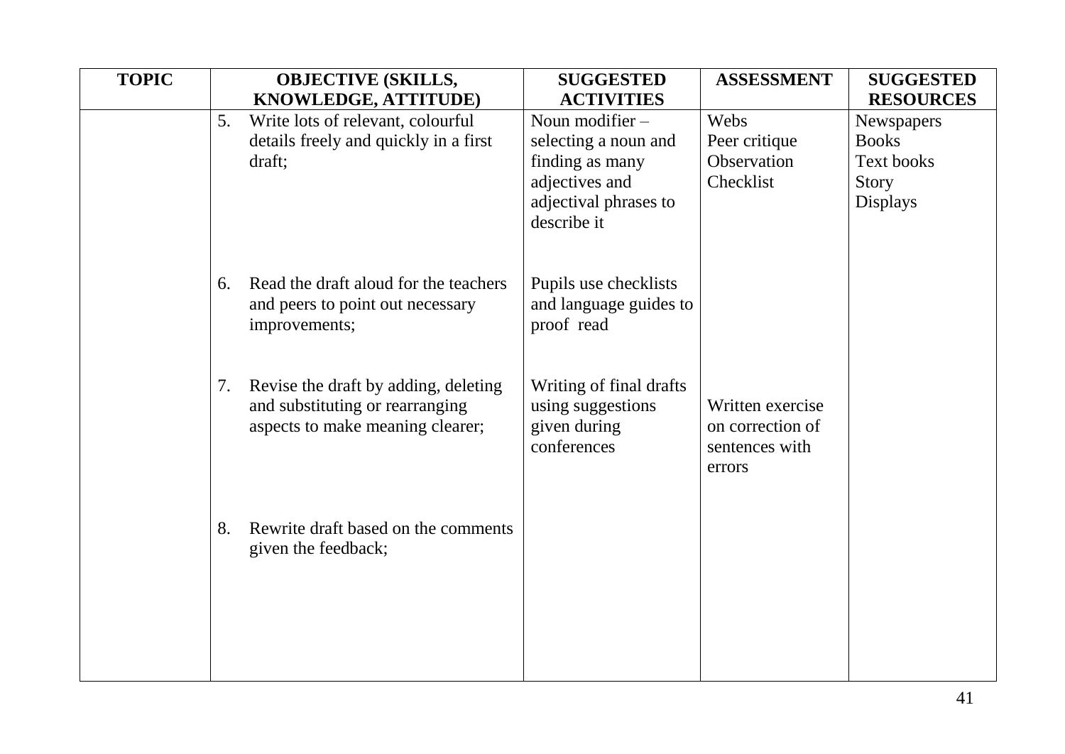| TOPIC | OBJECTIVE (SKILLS, KNOWLEDGE, ATTITUDE) | SUGGESTED ACTIVITIES | ASSESSMENT | SUGGESTED RESOURCES |
|---|---|---|---|---|
| | 5. Write lots of relevant, colourful details freely and quickly in a first draft; | Noun modifier – selecting a noun and finding as many adjectives and adjectival phrases to describe it | Webs<br>Peer critique<br>Observation<br>Checklist | Newspapers<br>Books<br>Text books<br>Story<br>Displays |
| | 6. Read the draft aloud for the teachers and peers to point out necessary improvements; | Pupils use checklists and language guides to proof read | | |
| | 7. Revise the draft by adding, deleting and substituting or rearranging aspects to make meaning clearer; | Writing of final drafts using suggestions given during conferences | Written exercise on correction of sentences with errors | |
| | 8. Rewrite draft based on the comments given the feedback; | | | |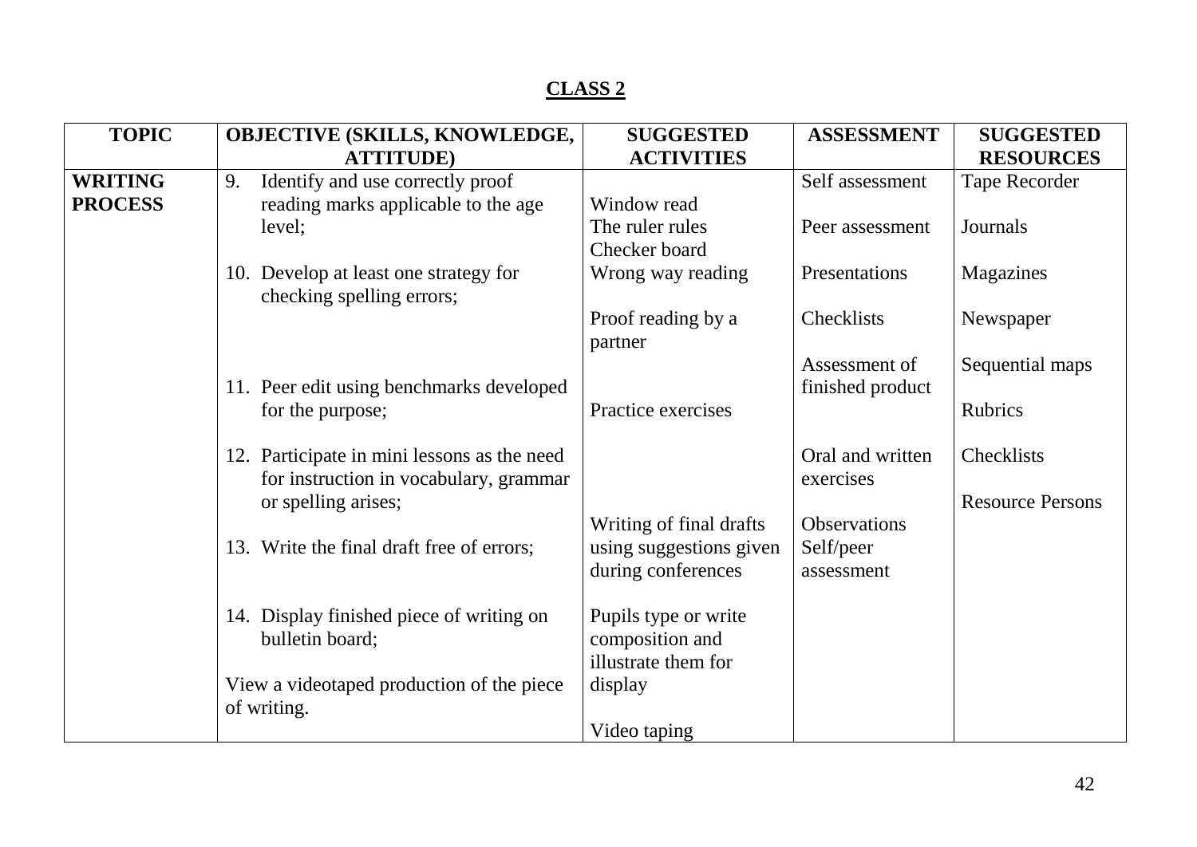## CLASS 2

| TOPIC | OBJECTIVE (SKILLS, KNOWLEDGE, ATTITUDE) | SUGGESTED ACTIVITIES | ASSESSMENT | SUGGESTED RESOURCES |
|---|---|---|---|---|
| **WRITING PROCESS** | 9. Identify and use correctly proof reading marks applicable to the age level; | Window read<br>The ruler rules<br>Checker board | Self assessment<br><br>Peer assessment | Tape Recorder<br><br>Journals |
| | 10. Develop at least one strategy for checking spelling errors; | Wrong way reading<br><br>Proof reading by a partner | Presentations<br><br>Checklists<br><br>Assessment of finished product | Magazines<br><br>Newspaper<br><br>Sequential maps |
| | 11. Peer edit using benchmarks developed for the purpose; | Practice exercises | | Rubrics |
| | 12. Participate in mini lessons as the need for instruction in vocabulary, grammar or spelling arises; | | Oral and written exercises | Checklists<br><br>Resource Persons |
| | 13. Write the final draft free of errors; | Writing of final drafts using suggestions given during conferences | Observations<br>Self/peer assessment | |
| | 14. Display finished piece of writing on bulletin board; | Pupils type or write composition and illustrate them for display | | |
| | View a videotaped production of the piece of writing. | Video taping | | |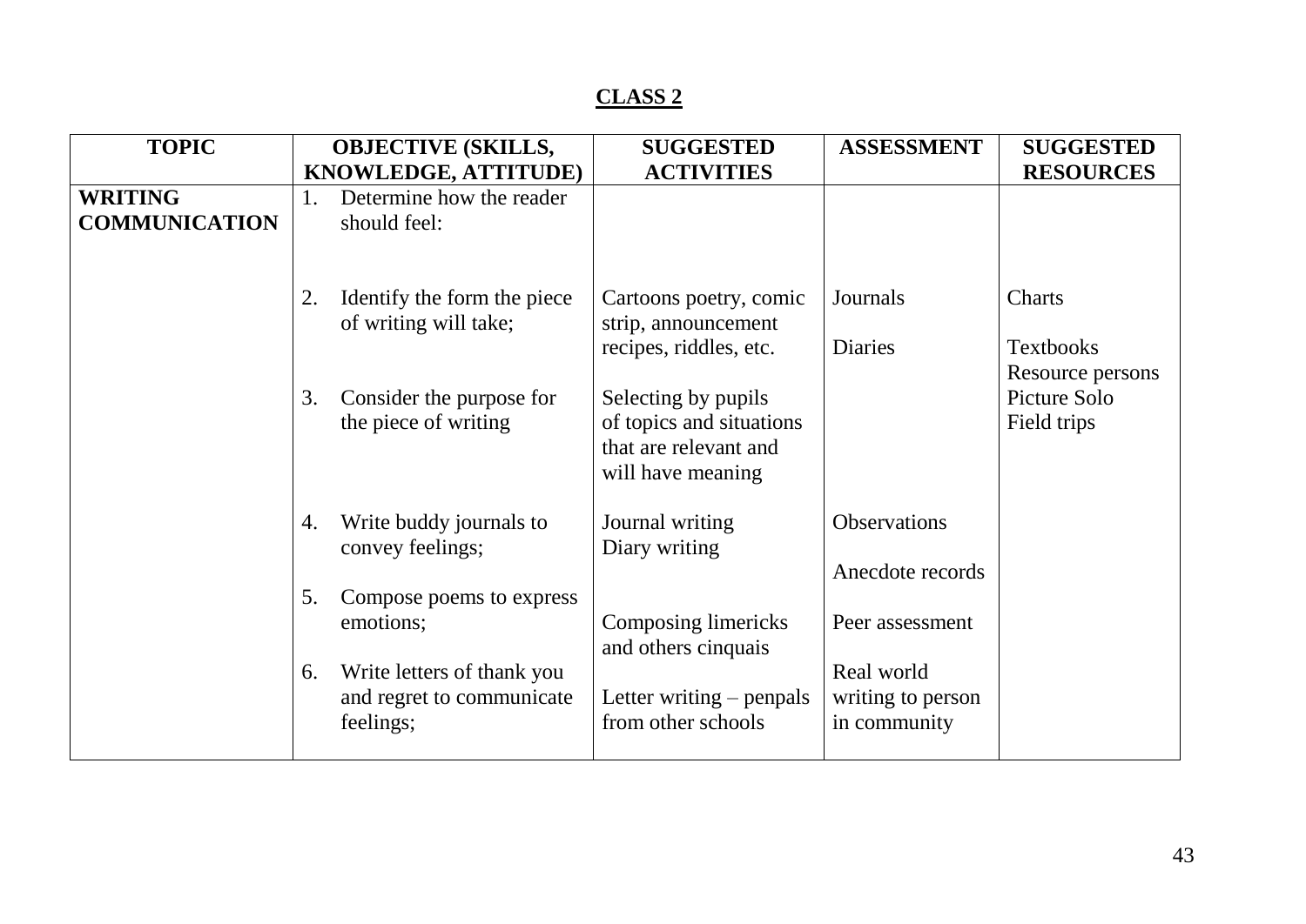## CLASS 2

| TOPIC | OBJECTIVE (SKILLS, KNOWLEDGE, ATTITUDE) | SUGGESTED ACTIVITIES | ASSESSMENT | SUGGESTED RESOURCES |
|---|---|---|---|---|
| **WRITING COMMUNICATION** | 1. Determine how the reader should feel: | | | |
| | 2. Identify the form the piece of writing will take; | Cartoons poetry, comic strip, announcement recipes, riddles, etc. | Journals<br><br>Diaries | Charts<br><br>Textbooks<br>Resource persons<br>Picture Solo<br>Field trips |
| | 3. Consider the purpose for the piece of writing | Selecting by pupils of topics and situations that are relevant and will have meaning | | |
| | 4. Write buddy journals to convey feelings; | Journal writing<br>Diary writing | Observations<br><br>Anecdote records | |
| | 5. Compose poems to express emotions; | Composing limericks and others cinquais | Peer assessment | |
| | 6. Write letters of thank you and regret to communicate feelings; | Letter writing – penpals from other schools | Real world writing to person in community | |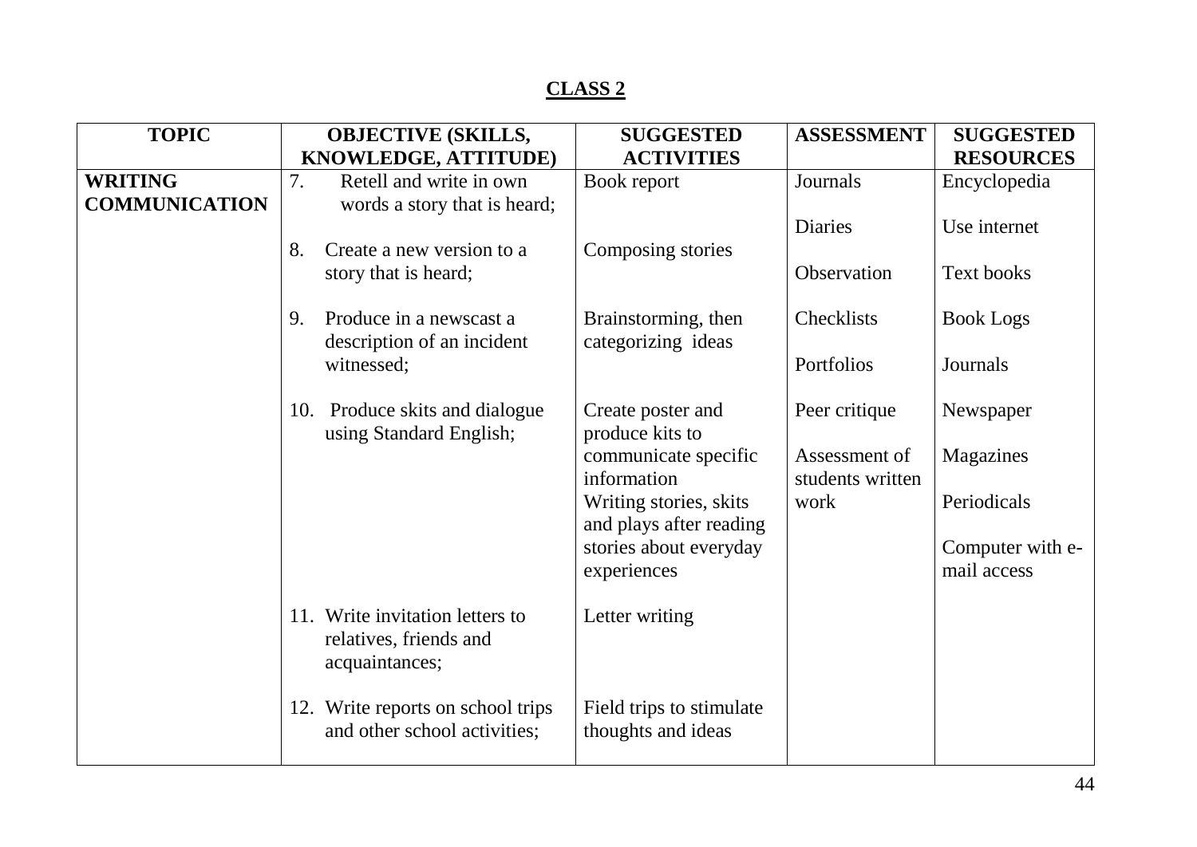## CLASS 2

| TOPIC | OBJECTIVE (SKILLS, KNOWLEDGE, ATTITUDE) | SUGGESTED ACTIVITIES | ASSESSMENT | SUGGESTED RESOURCES |
|---|---|---|---|---|
| **WRITING COMMUNICATION** | 7. Retell and write in own words a story that is heard; | Book report | Journals<br><br>Diaries | Encyclopedia<br><br>Use internet |
| | 8. Create a new version to a story that is heard; | Composing stories | Observation | Text books |
| | 9. Produce in a newscast a description of an incident witnessed; | Brainstorming, then categorizing ideas | Checklists<br><br>Portfolios | Book Logs<br><br>Journals |
| | 10. Produce skits and dialogue using Standard English; | Create poster and produce kits to communicate specific information<br>Writing stories, skits and plays after reading stories about everyday experiences | Peer critique<br><br>Assessment of students written work | Newspaper<br><br>Magazines<br><br>Periodicals<br><br>Computer with e-mail access |
| | 11. Write invitation letters to relatives, friends and acquaintances; | Letter writing | | |
| | 12. Write reports on school trips and other school activities; | Field trips to stimulate thoughts and ideas | | |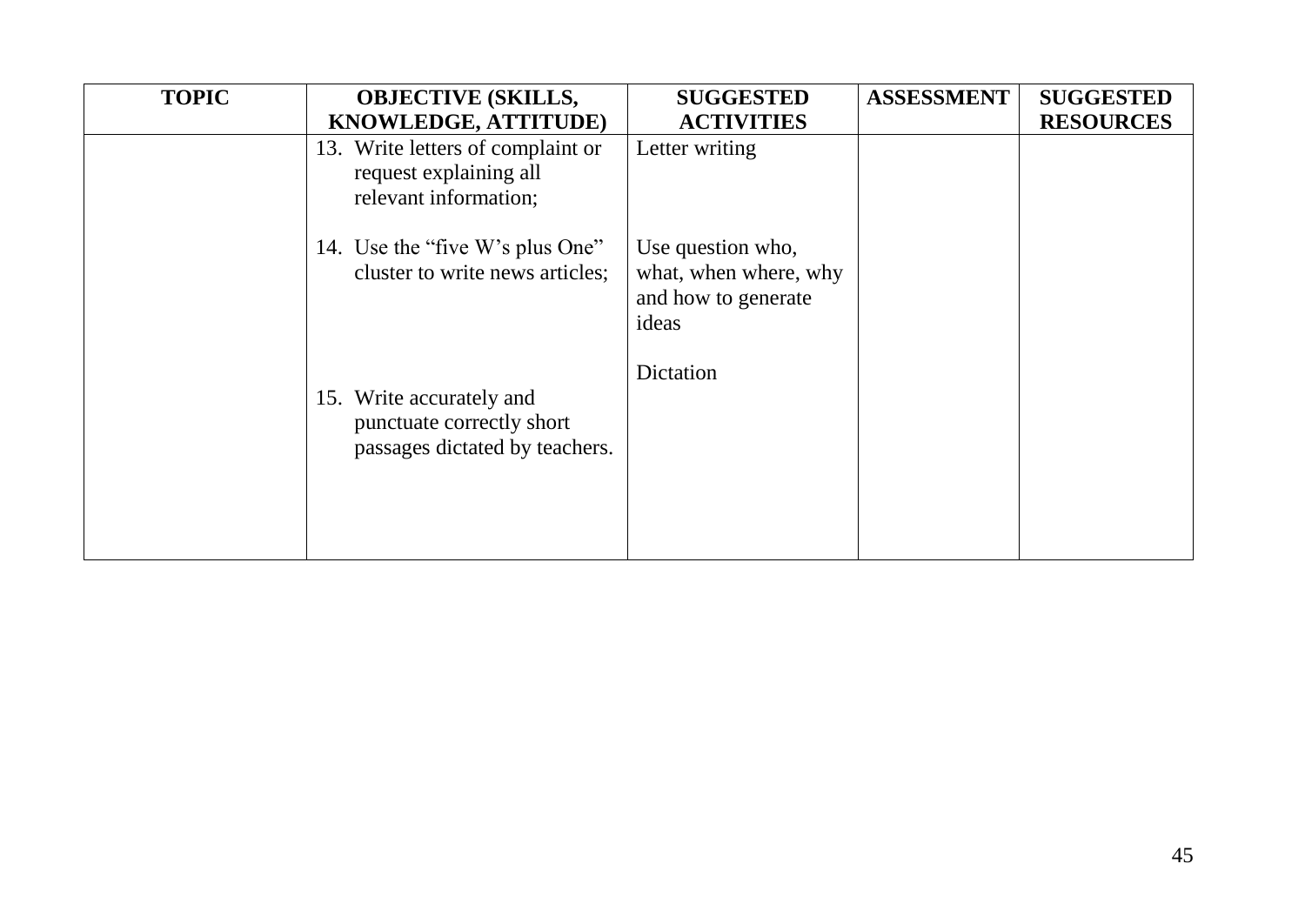| TOPIC | OBJECTIVE (SKILLS, KNOWLEDGE, ATTITUDE) | SUGGESTED ACTIVITIES | ASSESSMENT | SUGGESTED RESOURCES |
|---|---|---|---|---|
| | 13. Write letters of complaint or request explaining all relevant information; | Letter writing | | |
| | 14. Use the "five W's plus One" cluster to write news articles; | Use question who, what, when where, why and how to generate ideas | | |
| | 15. Write accurately and punctuate correctly short passages dictated by teachers. | Dictation | | |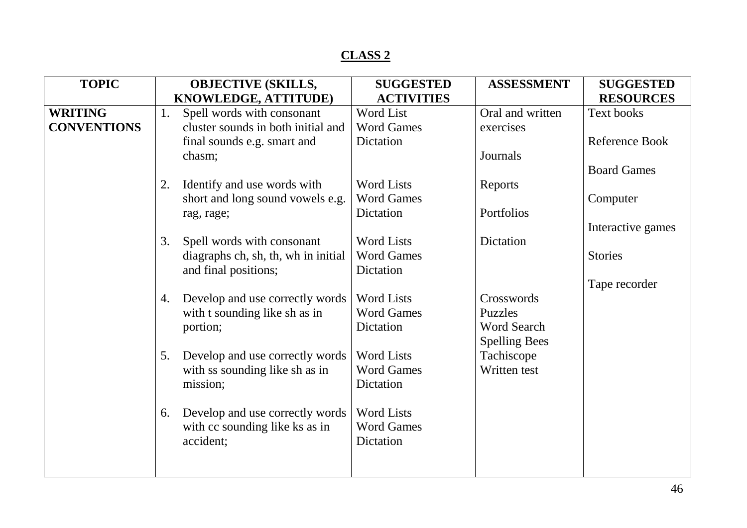## CLASS 2

| TOPIC | OBJECTIVE (SKILLS, KNOWLEDGE, ATTITUDE) | SUGGESTED ACTIVITIES | ASSESSMENT | SUGGESTED RESOURCES |
|---|---|---|---|---|
| **WRITING CONVENTIONS** | 1. Spell words with consonant cluster sounds in both initial and final sounds e.g. smart and chasm; | Word List<br>Word Games<br>Dictation | Oral and written exercises<br><br>Journals | Text books<br><br>Reference Book<br><br>Board Games |
| | 2. Identify and use words with short and long sound vowels e.g. rag, rage; | Word Lists<br>Word Games<br>Dictation | Reports<br><br>Portfolios | Computer<br><br>Interactive games |
| | 3. Spell words with consonant diagraphs ch, sh, th, wh in initial and final positions; | Word Lists<br>Word Games<br>Dictation | Dictation | Stories<br><br>Tape recorder |
| | 4. Develop and use correctly words with t sounding like sh as in portion; | Word Lists<br>Word Games<br>Dictation | Crosswords<br>Puzzles<br>Word Search<br>Spelling Bees | |
| | 5. Develop and use correctly words with ss sounding like sh as in mission; | Word Lists<br>Word Games<br>Dictation | Tachiscope<br>Written test | |
| | 6. Develop and use correctly words with cc sounding like ks as in accident; | Word Lists<br>Word Games<br>Dictation | | |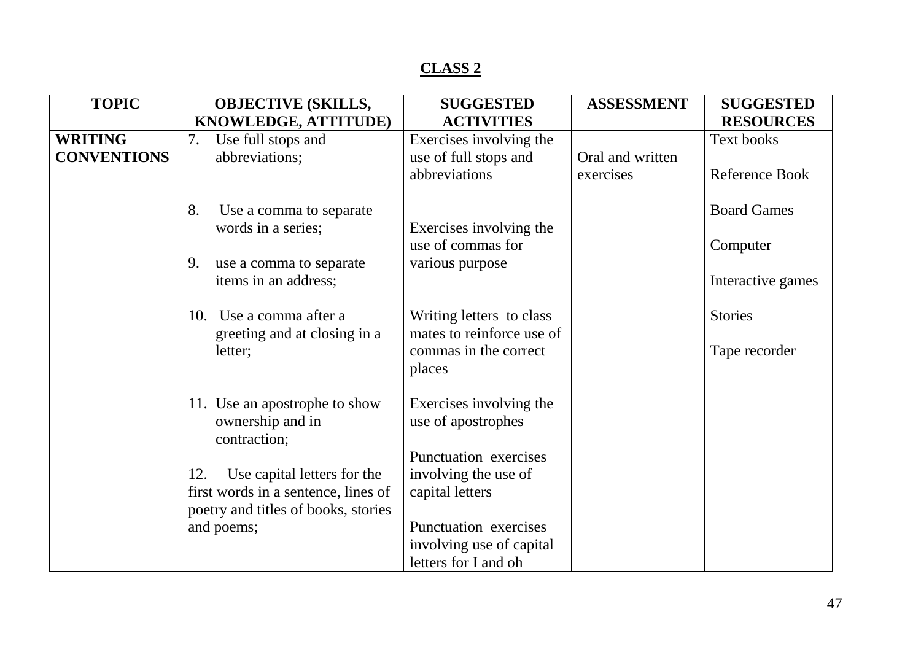## CLASS 2

| TOPIC | OBJECTIVE (SKILLS, KNOWLEDGE, ATTITUDE) | SUGGESTED ACTIVITIES | ASSESSMENT | SUGGESTED RESOURCES |
|---|---|---|---|---|
| **WRITING CONVENTIONS** | 7. Use full stops and abbreviations;<br><br>8. Use a comma to separate words in a series;<br><br>9. use a comma to separate items in an address;<br><br>10. Use a comma after a greeting and at closing in a letter;<br><br>11. Use an apostrophe to show ownership and in contraction;<br><br>12. Use capital letters for the first words in a sentence, lines of poetry and titles of books, stories and poems; | Exercises involving the use of full stops and abbreviations<br><br>Exercises involving the use of commas for various purpose<br><br>Writing letters to class mates to reinforce use of commas in the correct places<br><br>Exercises involving the use of apostrophes<br><br>Punctuation exercises involving the use of capital letters<br><br>Punctuation exercises involving use of capital letters for I and oh | Oral and written exercises | Text books<br><br>Reference Book<br><br>Board Games<br><br>Computer<br><br>Interactive games<br><br>Stories<br><br>Tape recorder |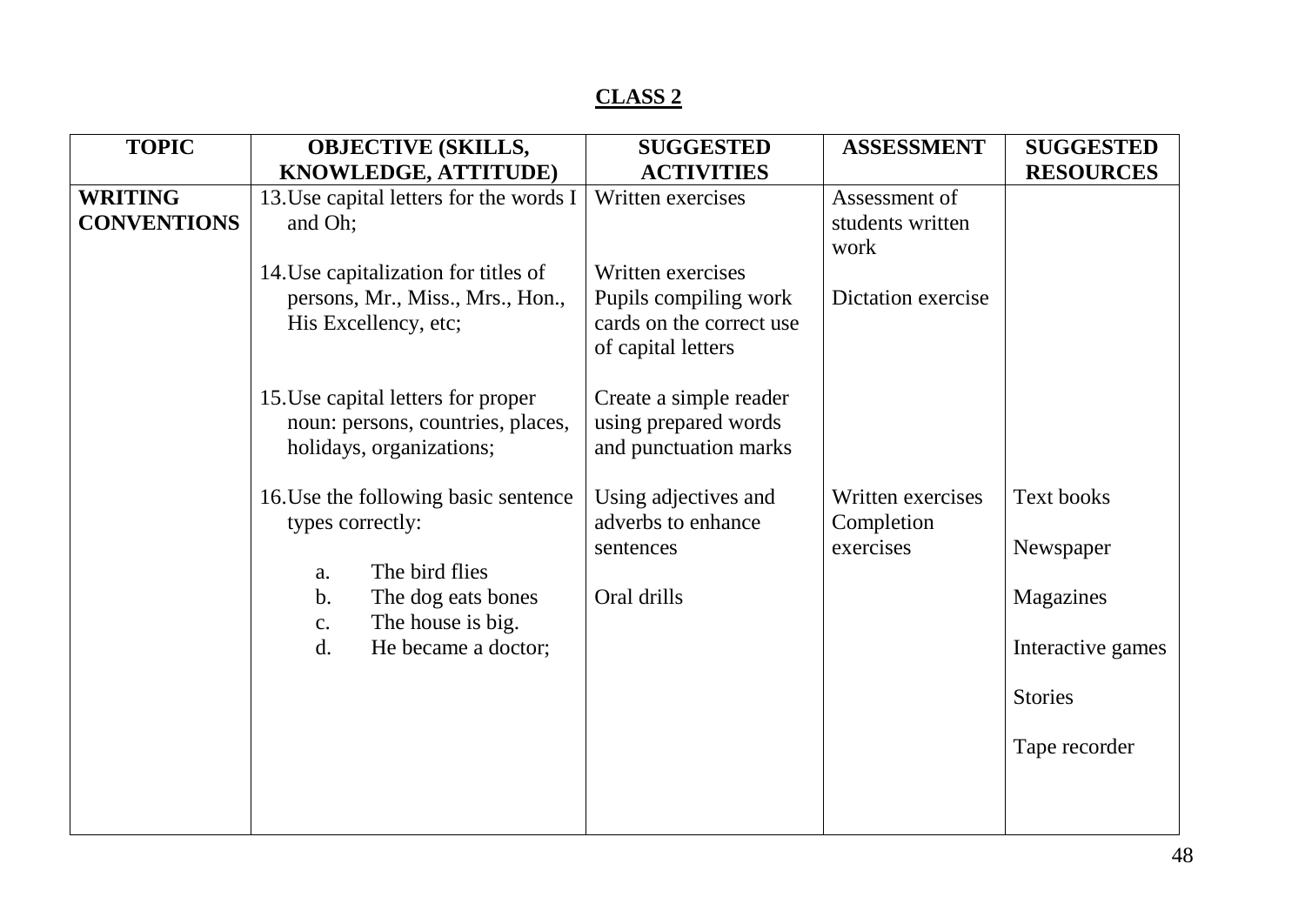## CLASS 2

| TOPIC | OBJECTIVE (SKILLS, KNOWLEDGE, ATTITUDE) | SUGGESTED ACTIVITIES | ASSESSMENT | SUGGESTED RESOURCES |
|---|---|---|---|---|
| **WRITING CONVENTIONS** | 13. Use capital letters for the words I and Oh; | Written exercises | Assessment of students written work | |
| | 14. Use capitalization for titles of persons, Mr., Miss., Mrs., Hon., His Excellency, etc; | Written exercises<br>Pupils compiling work cards on the correct use of capital letters | Dictation exercise | |
| | 15. Use capital letters for proper noun: persons, countries, places, holidays, organizations; | Create a simple reader using prepared words and punctuation marks | | |
| | 16. Use the following basic sentence types correctly:<br>a. The bird flies<br>b. The dog eats bones<br>c. The house is big.<br>d. He became a doctor; | Using adjectives and adverbs to enhance sentences<br><br>Oral drills | Written exercises<br>Completion exercises | Text books<br><br>Newspaper<br><br>Magazines<br><br>Interactive games<br><br>Stories<br><br>Tape recorder |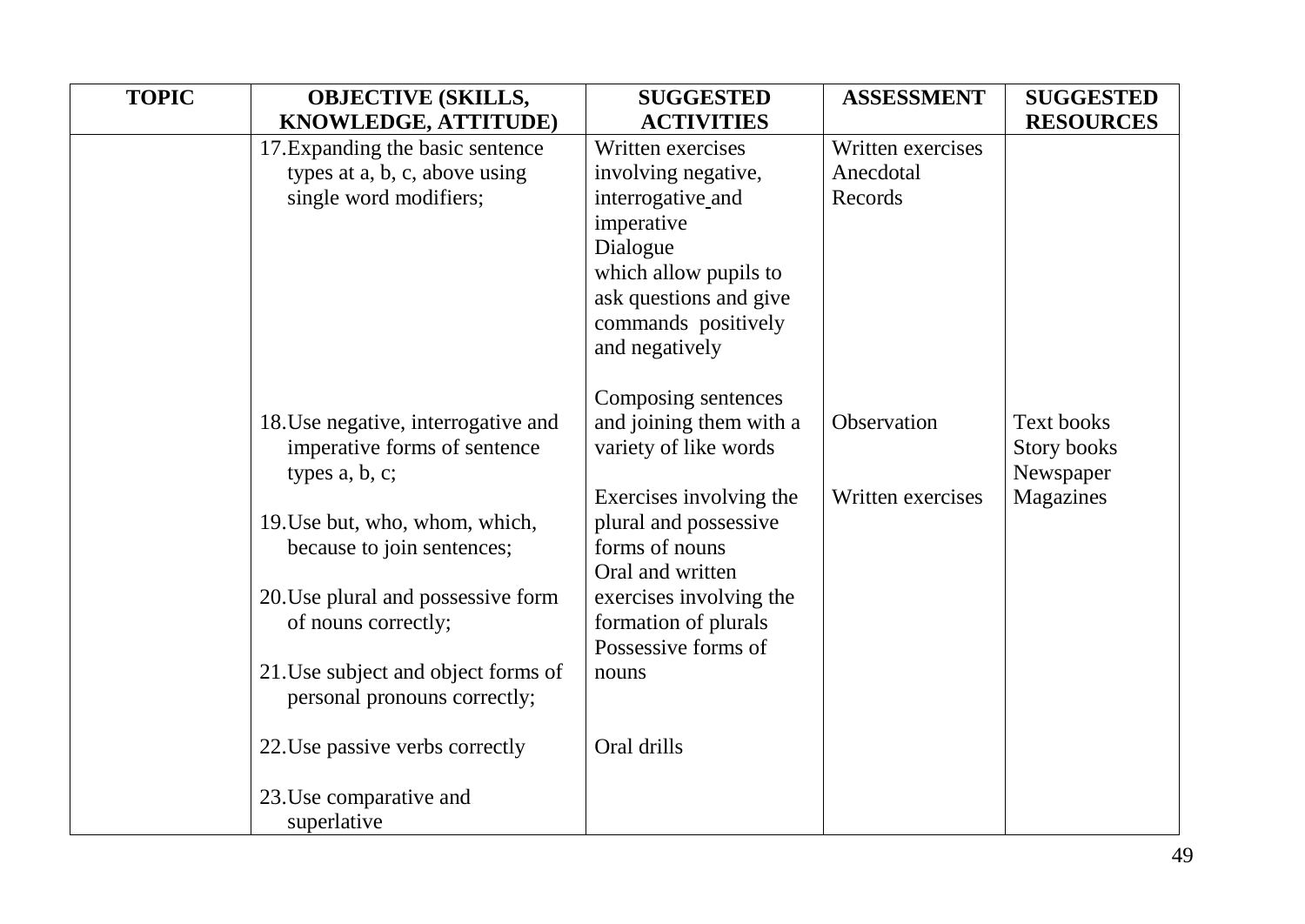| TOPIC | OBJECTIVE (SKILLS, KNOWLEDGE, ATTITUDE) | SUGGESTED ACTIVITIES | ASSESSMENT | SUGGESTED RESOURCES |
|---|---|---|---|---|
| | 17. Expanding the basic sentence types at a, b, c, above using single word modifiers; | Written exercises involving negative, interrogative and imperative<br>Dialogue which allow pupils to ask questions and give commands positively and negatively | Written exercises<br>Anecdotal Records | |
| | 18. Use negative, interrogative and imperative forms of sentence types a, b, c; | Composing sentences and joining them with a variety of like words | Observation | Text books<br>Story books<br>Newspaper<br>Magazines |
| | 19. Use but, who, whom, which, because to join sentences; | Exercises involving the plural and possessive forms of nouns | Written exercises | |
| | 20. Use plural and possessive form of nouns correctly; | Oral and written exercises involving the formation of plurals<br>Possessive forms of nouns | | |
| | 21. Use subject and object forms of personal pronouns correctly; | | | |
| | 22. Use passive verbs correctly | Oral drills | | |
| | 23. Use comparative and superlative | | | |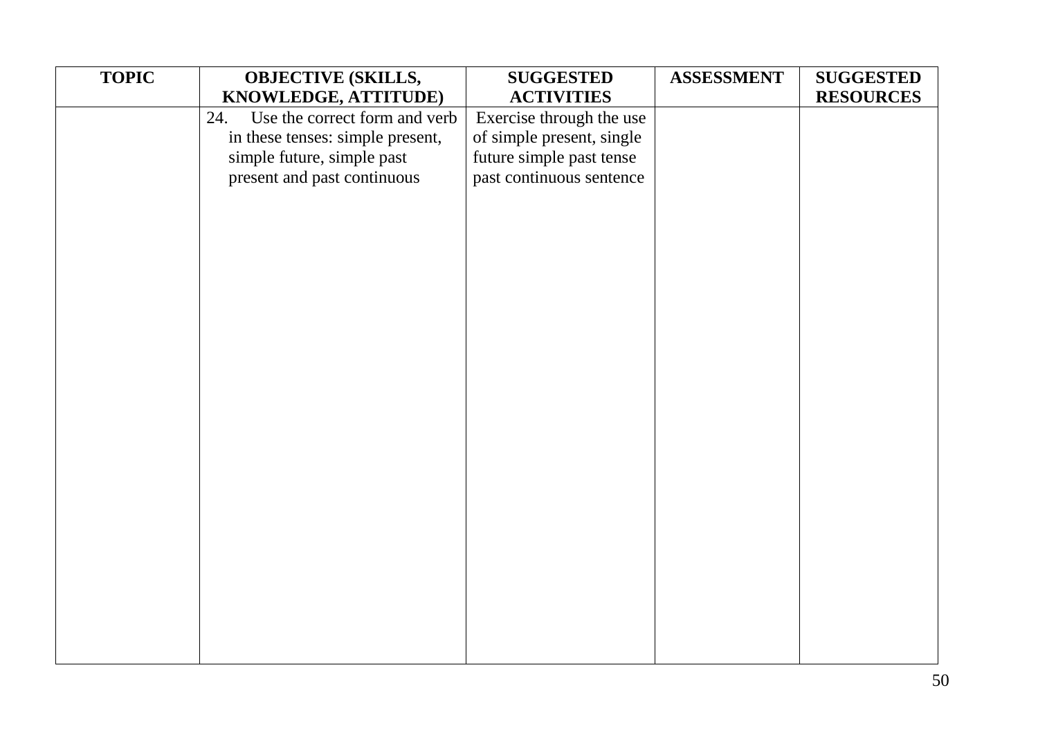| TOPIC | OBJECTIVE (SKILLS, KNOWLEDGE, ATTITUDE) | SUGGESTED ACTIVITIES | ASSESSMENT | SUGGESTED RESOURCES |
| --- | --- | --- | --- | --- |
| | 24. Use the correct form and verb in these tenses: simple present, simple future, simple past present and past continuous | Exercise through the use of simple present, single future simple past tense past continuous sentence | | |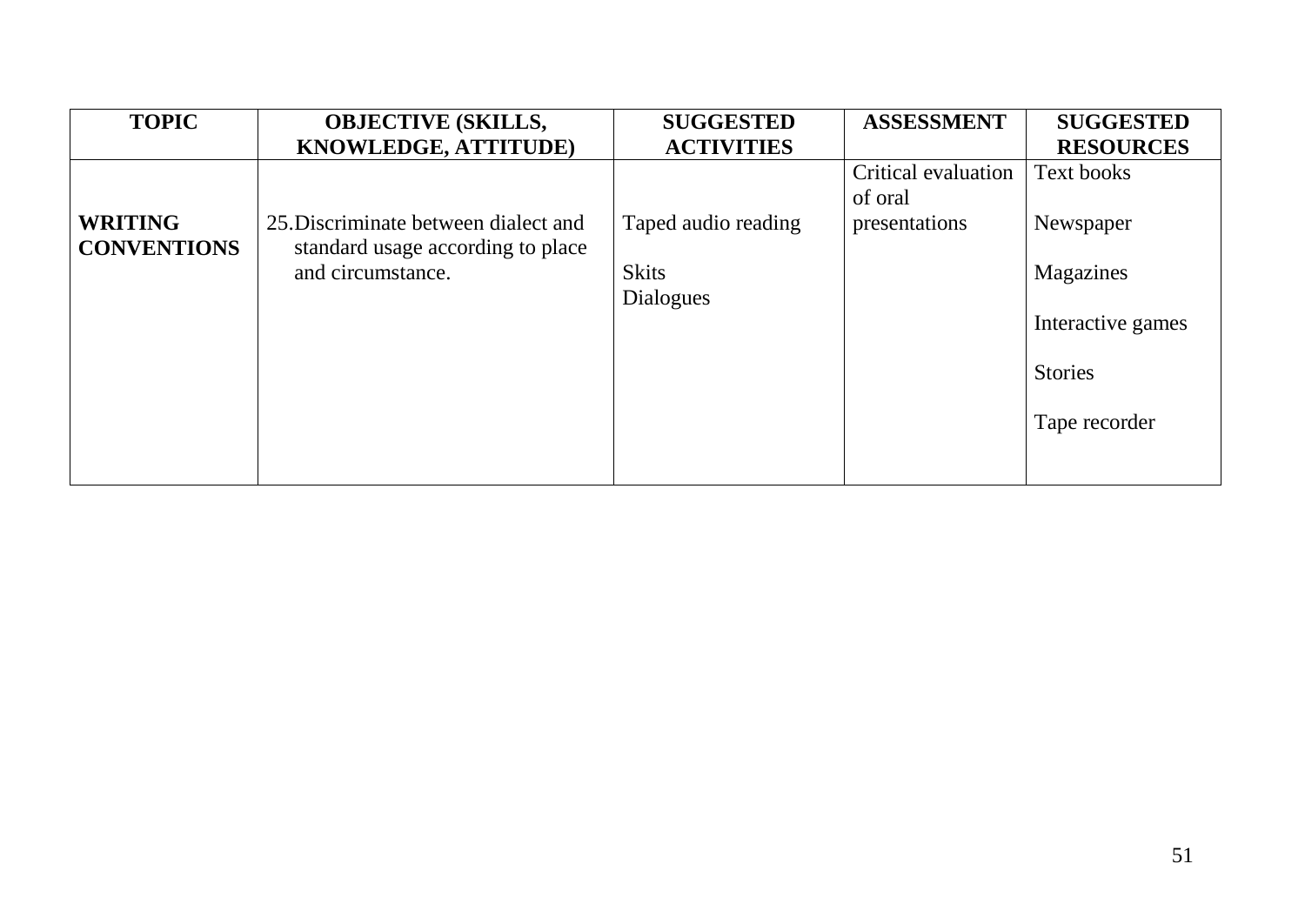| TOPIC | OBJECTIVE (SKILLS, KNOWLEDGE, ATTITUDE) | SUGGESTED ACTIVITIES | ASSESSMENT | SUGGESTED RESOURCES |
|---|---|---|---|---|
| **WRITING CONVENTIONS** | 25. Discriminate between dialect and standard usage according to place and circumstance. | Taped audio reading<br><br>Skits<br>Dialogues | Critical evaluation of oral presentations | Text books<br><br>Newspaper<br><br>Magazines<br><br>Interactive games<br><br>Stories<br><br>Tape recorder |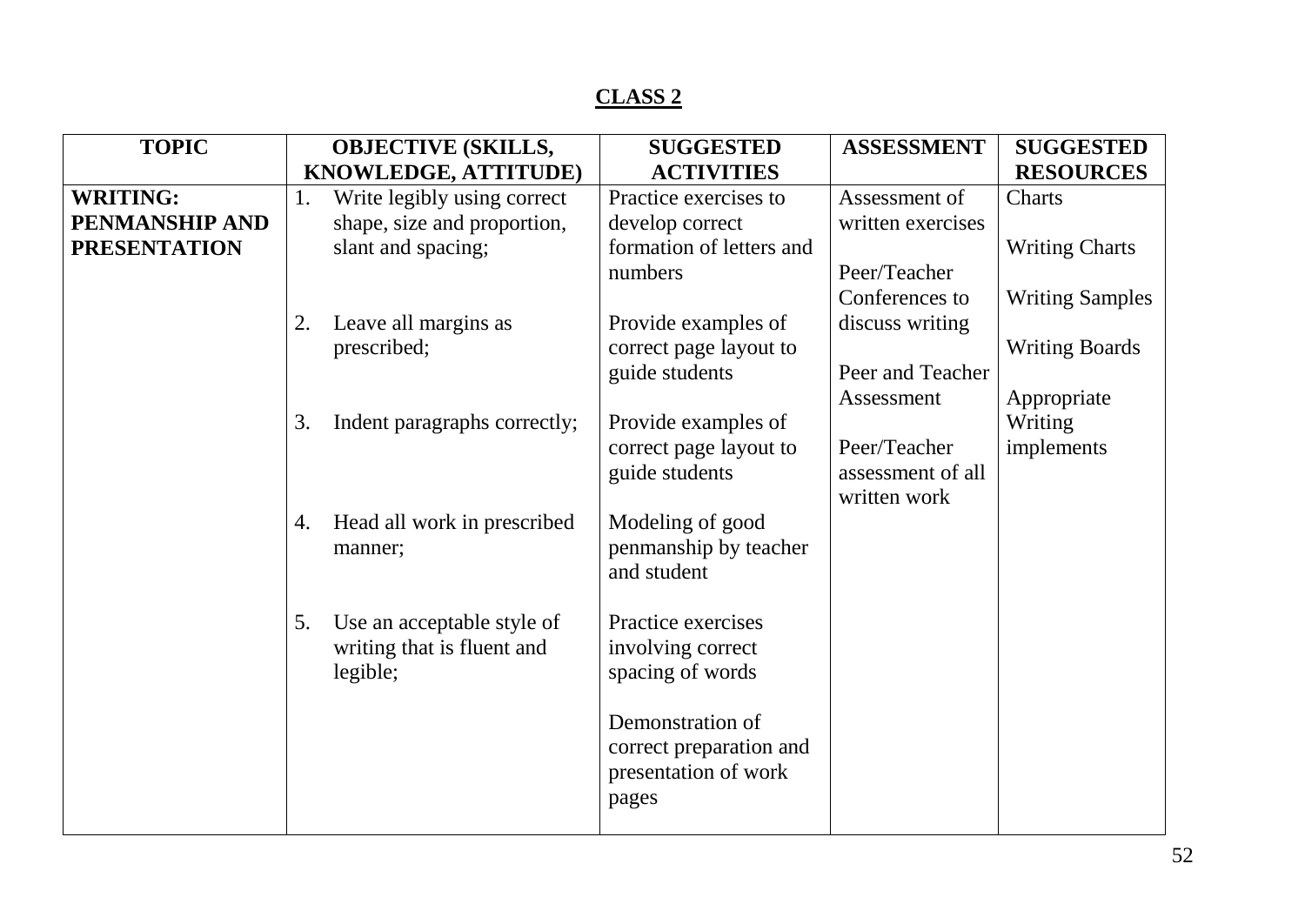## CLASS 2

| TOPIC | OBJECTIVE (SKILLS, KNOWLEDGE, ATTITUDE) | SUGGESTED ACTIVITIES | ASSESSMENT | SUGGESTED RESOURCES |
|---|---|---|---|---|
| **WRITING: PENMANSHIP AND PRESENTATION** | 1. Write legibly using correct shape, size and proportion, slant and spacing;<br><br>2. Leave all margins as prescribed;<br><br>3. Indent paragraphs correctly;<br><br>4. Head all work in prescribed manner;<br><br>5. Use an acceptable style of writing that is fluent and legible; | Practice exercises to develop correct formation of letters and numbers<br><br>Provide examples of correct page layout to guide students<br><br>Provide examples of correct page layout to guide students<br><br>Modeling of good penmanship by teacher and student<br><br>Practice exercises involving correct spacing of words<br><br>Demonstration of correct preparation and presentation of work pages | Assessment of written exercises<br><br>Peer/Teacher Conferences to discuss writing<br><br>Peer and Teacher Assessment<br><br>Peer/Teacher assessment of all written work | Charts<br><br>Writing Charts<br><br>Writing Samples<br><br>Writing Boards<br><br>Appropriate Writing implements |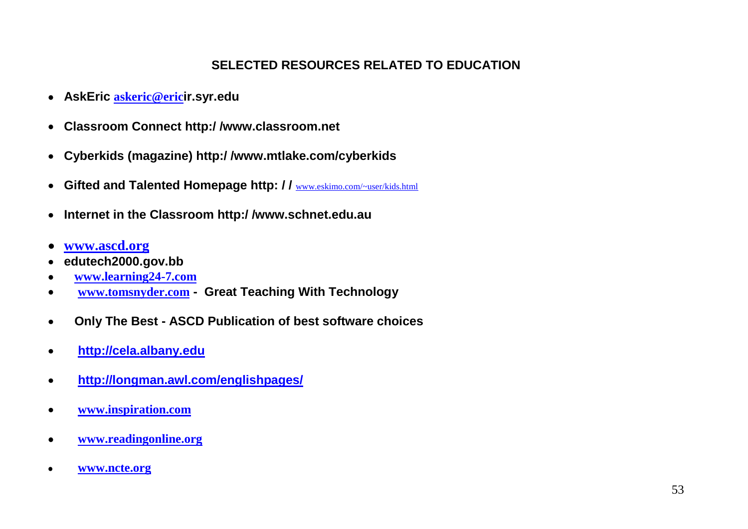## SELECTED RESOURCES RELATED TO EDUCATION

- **AskEric askeric@ericir.syr.edu**
- **Classroom Connect http:/ /www.classroom.net**
- **Cyberkids (magazine) http:/ /www.mtlake.com/cyberkids**
- **Gifted and Talented Homepage http: / /** www.eskimo.com/~user/kids.html
- **Internet in the Classroom http:/ /www.schnet.edu.au**
- **www.ascd.org**
- **edutech2000.gov.bb**
- **www.learning24-7.com**
- **www.tomsnyder.com - Great Teaching With Technology**
- **Only The Best - ASCD Publication of best software choices**
- **http://cela.albany.edu**
- **http://longman.awl.com/englishpages/**
- **www.inspiration.com**
- **www.readingonline.org**
- **www.ncte.org**